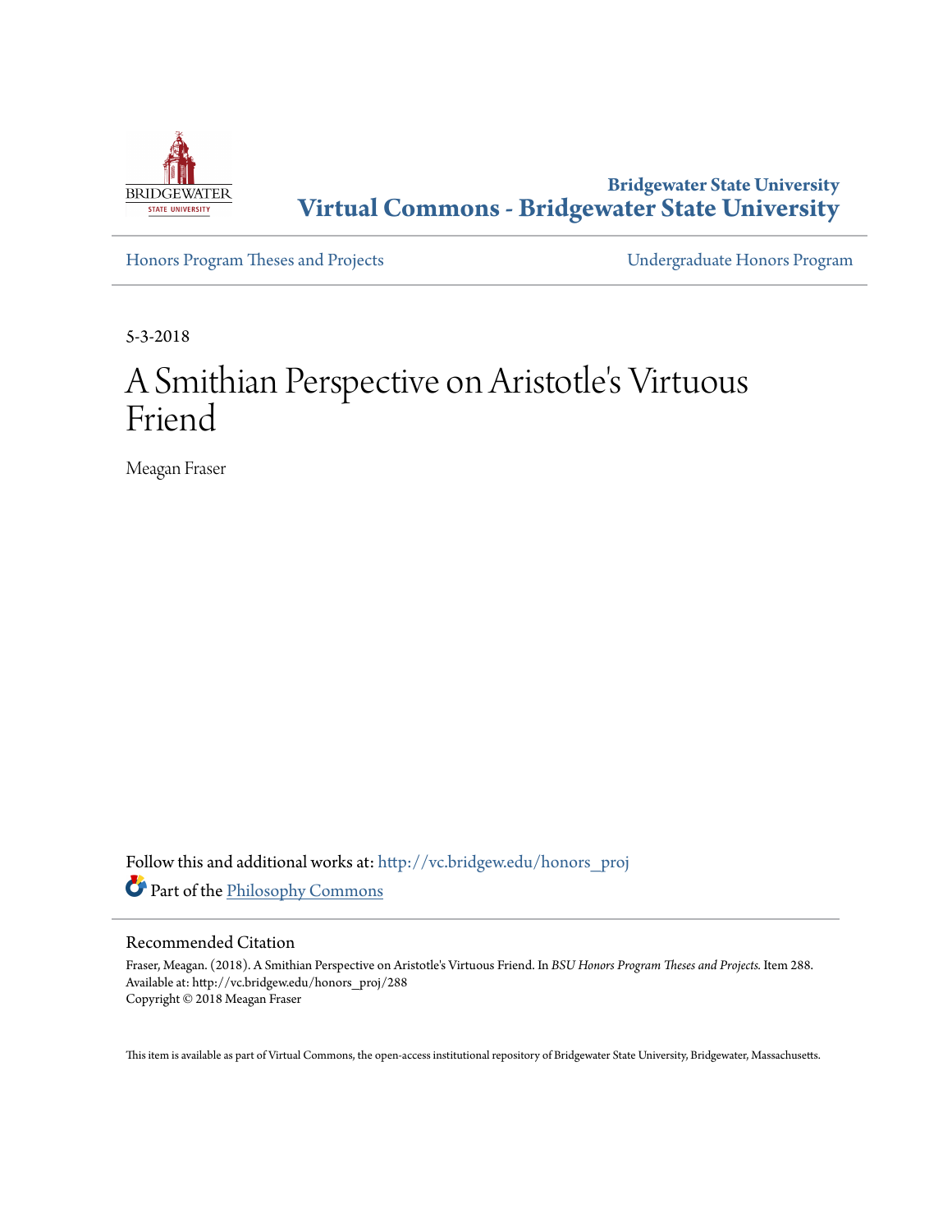Bridgewater State University

# Virtual Commons - Bridgewater State University

Honors Program Theses and Projects

Undergraduate Honors Program

5-3-2018

# A Smithian Perspective on Aristotle's Virtuous Friend

Meagan Fraser

Follow this and additional works at: http://vc.bridgew.edu/honors_proj

Part of the Philosophy Commons

## Recommended Citation

Fraser, Meagan. (2018). A Smithian Perspective on Aristotle's Virtuous Friend. In *BSU Honors Program Theses and Projects.* Item 288. Available at: http://vc.bridgew.edu/honors_proj/288
Copyright © 2018 Meagan Fraser

This item is available as part of Virtual Commons, the open-access institutional repository of Bridgewater State University, Bridgewater, Massachusetts.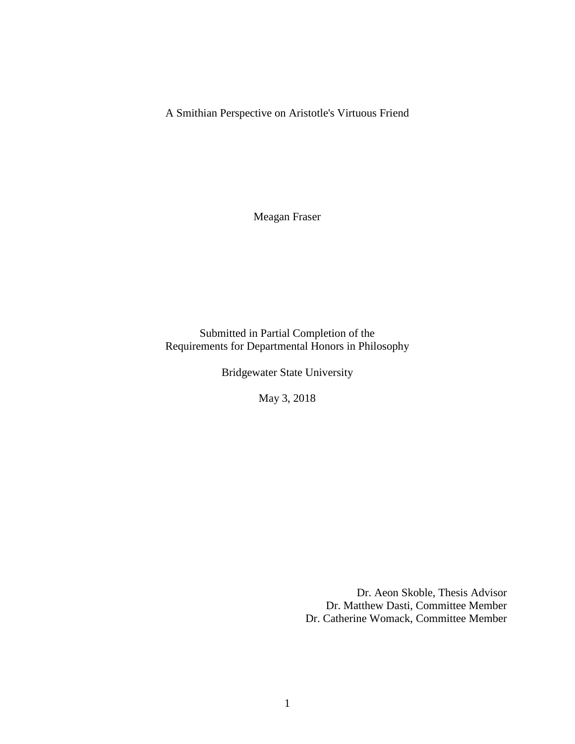# A Smithian Perspective on Aristotle's Virtuous Friend

Meagan Fraser

Submitted in Partial Completion of the
Requirements for Departmental Honors in Philosophy

Bridgewater State University

May 3, 2018

Dr. Aeon Skoble, Thesis Advisor
Dr. Matthew Dasti, Committee Member
Dr. Catherine Womack, Committee Member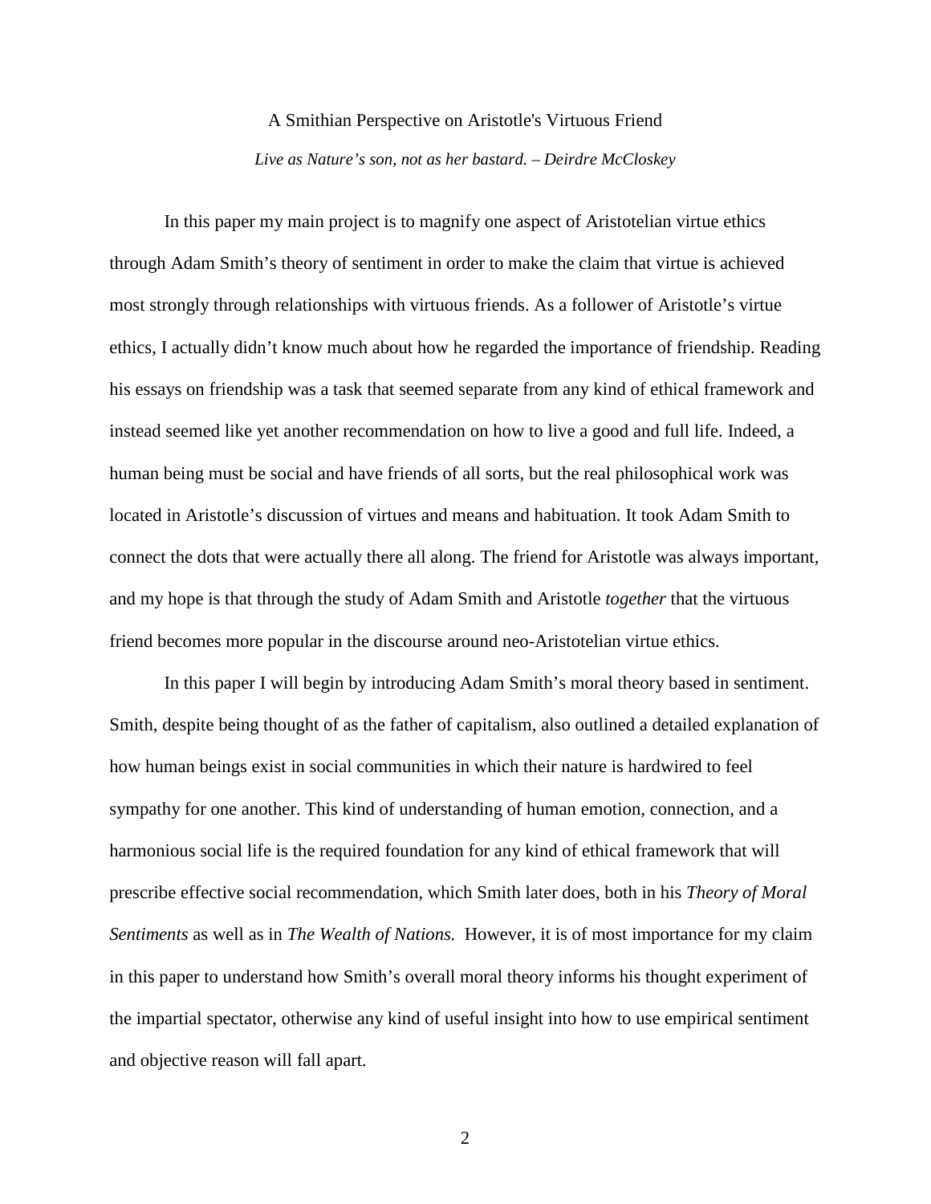A Smithian Perspective on Aristotle's Virtuous Friend

*Live as Nature's son, not as her bastard. – Deirdre McCloskey*

In this paper my main project is to magnify one aspect of Aristotelian virtue ethics through Adam Smith's theory of sentiment in order to make the claim that virtue is achieved most strongly through relationships with virtuous friends. As a follower of Aristotle's virtue ethics, I actually didn't know much about how he regarded the importance of friendship. Reading his essays on friendship was a task that seemed separate from any kind of ethical framework and instead seemed like yet another recommendation on how to live a good and full life. Indeed, a human being must be social and have friends of all sorts, but the real philosophical work was located in Aristotle's discussion of virtues and means and habituation. It took Adam Smith to connect the dots that were actually there all along. The friend for Aristotle was always important, and my hope is that through the study of Adam Smith and Aristotle *together* that the virtuous friend becomes more popular in the discourse around neo-Aristotelian virtue ethics.

In this paper I will begin by introducing Adam Smith's moral theory based in sentiment. Smith, despite being thought of as the father of capitalism, also outlined a detailed explanation of how human beings exist in social communities in which their nature is hardwired to feel sympathy for one another. This kind of understanding of human emotion, connection, and a harmonious social life is the required foundation for any kind of ethical framework that will prescribe effective social recommendation, which Smith later does, both in his *Theory of Moral Sentiments* as well as in *The Wealth of Nations.* However, it is of most importance for my claim in this paper to understand how Smith's overall moral theory informs his thought experiment of the impartial spectator, otherwise any kind of useful insight into how to use empirical sentiment and objective reason will fall apart.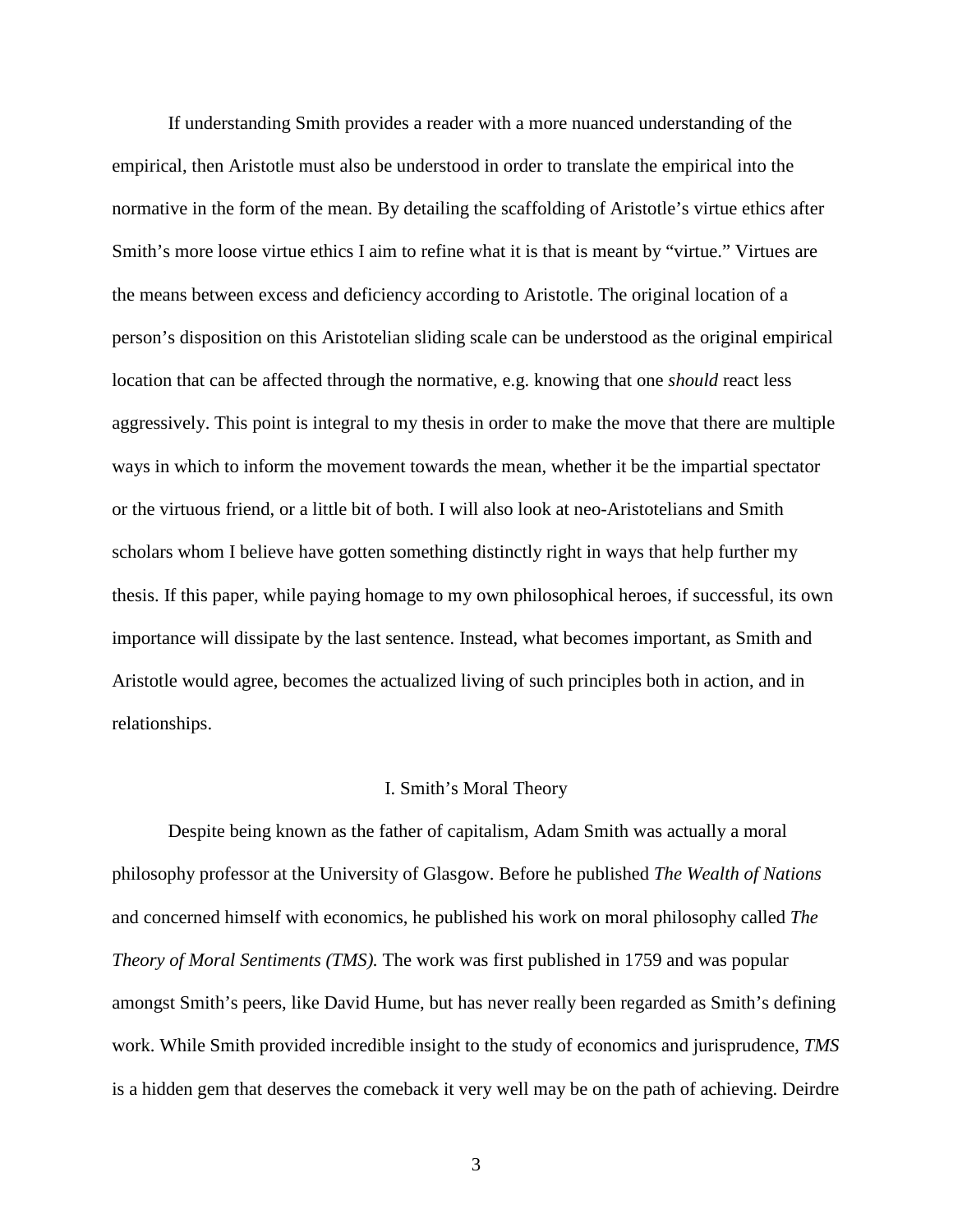If understanding Smith provides a reader with a more nuanced understanding of the empirical, then Aristotle must also be understood in order to translate the empirical into the normative in the form of the mean. By detailing the scaffolding of Aristotle's virtue ethics after Smith's more loose virtue ethics I aim to refine what it is that is meant by "virtue." Virtues are the means between excess and deficiency according to Aristotle. The original location of a person's disposition on this Aristotelian sliding scale can be understood as the original empirical location that can be affected through the normative, e.g. knowing that one *should* react less aggressively. This point is integral to my thesis in order to make the move that there are multiple ways in which to inform the movement towards the mean, whether it be the impartial spectator or the virtuous friend, or a little bit of both. I will also look at neo-Aristotelians and Smith scholars whom I believe have gotten something distinctly right in ways that help further my thesis. If this paper, while paying homage to my own philosophical heroes, if successful, its own importance will dissipate by the last sentence. Instead, what becomes important, as Smith and Aristotle would agree, becomes the actualized living of such principles both in action, and in relationships.

## I. Smith's Moral Theory

Despite being known as the father of capitalism, Adam Smith was actually a moral philosophy professor at the University of Glasgow. Before he published *The Wealth of Nations* and concerned himself with economics, he published his work on moral philosophy called *The Theory of Moral Sentiments (TMS).* The work was first published in 1759 and was popular amongst Smith's peers, like David Hume, but has never really been regarded as Smith's defining work. While Smith provided incredible insight to the study of economics and jurisprudence, *TMS* is a hidden gem that deserves the comeback it very well may be on the path of achieving. Deirdre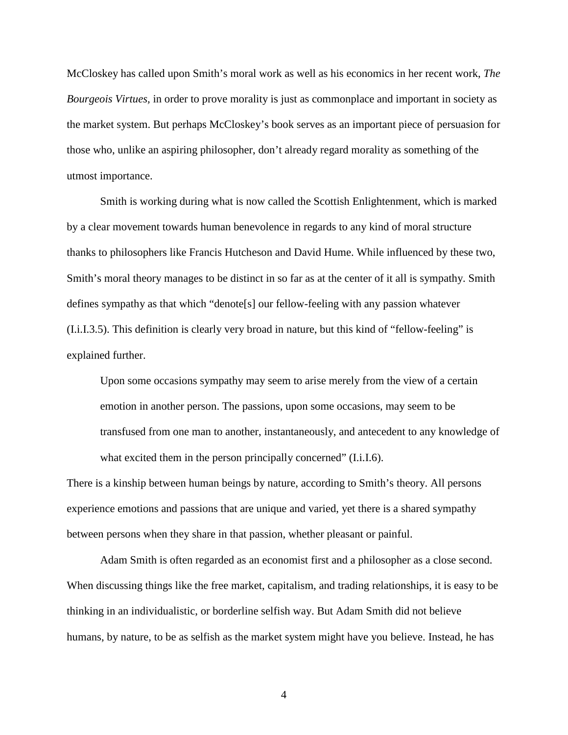McCloskey has called upon Smith's moral work as well as his economics in her recent work, *The Bourgeois Virtues*, in order to prove morality is just as commonplace and important in society as the market system. But perhaps McCloskey's book serves as an important piece of persuasion for those who, unlike an aspiring philosopher, don't already regard morality as something of the utmost importance.

Smith is working during what is now called the Scottish Enlightenment, which is marked by a clear movement towards human benevolence in regards to any kind of moral structure thanks to philosophers like Francis Hutcheson and David Hume. While influenced by these two, Smith's moral theory manages to be distinct in so far as at the center of it all is sympathy. Smith defines sympathy as that which "denote[s] our fellow-feeling with any passion whatever (I.i.I.3.5). This definition is clearly very broad in nature, but this kind of "fellow-feeling" is explained further.

> Upon some occasions sympathy may seem to arise merely from the view of a certain emotion in another person. The passions, upon some occasions, may seem to be transfused from one man to another, instantaneously, and antecedent to any knowledge of what excited them in the person principally concerned" (I.i.I.6).

There is a kinship between human beings by nature, according to Smith's theory. All persons experience emotions and passions that are unique and varied, yet there is a shared sympathy between persons when they share in that passion, whether pleasant or painful.

Adam Smith is often regarded as an economist first and a philosopher as a close second. When discussing things like the free market, capitalism, and trading relationships, it is easy to be thinking in an individualistic, or borderline selfish way. But Adam Smith did not believe humans, by nature, to be as selfish as the market system might have you believe. Instead, he has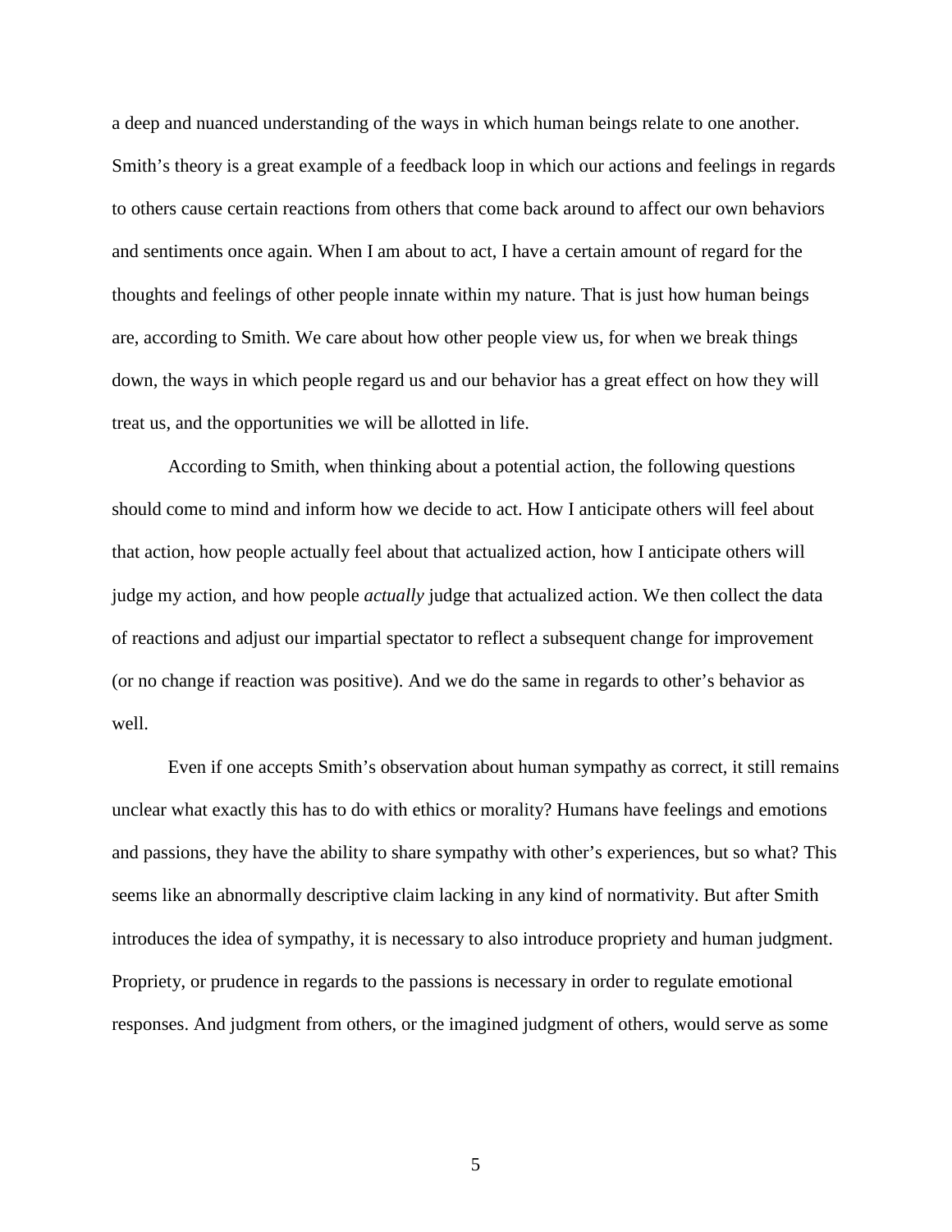a deep and nuanced understanding of the ways in which human beings relate to one another. Smith's theory is a great example of a feedback loop in which our actions and feelings in regards to others cause certain reactions from others that come back around to affect our own behaviors and sentiments once again. When I am about to act, I have a certain amount of regard for the thoughts and feelings of other people innate within my nature. That is just how human beings are, according to Smith. We care about how other people view us, for when we break things down, the ways in which people regard us and our behavior has a great effect on how they will treat us, and the opportunities we will be allotted in life.

According to Smith, when thinking about a potential action, the following questions should come to mind and inform how we decide to act. How I anticipate others will feel about that action, how people actually feel about that actualized action, how I anticipate others will judge my action, and how people *actually* judge that actualized action. We then collect the data of reactions and adjust our impartial spectator to reflect a subsequent change for improvement (or no change if reaction was positive). And we do the same in regards to other's behavior as well.

Even if one accepts Smith's observation about human sympathy as correct, it still remains unclear what exactly this has to do with ethics or morality? Humans have feelings and emotions and passions, they have the ability to share sympathy with other's experiences, but so what? This seems like an abnormally descriptive claim lacking in any kind of normativity. But after Smith introduces the idea of sympathy, it is necessary to also introduce propriety and human judgment. Propriety, or prudence in regards to the passions is necessary in order to regulate emotional responses. And judgment from others, or the imagined judgment of others, would serve as some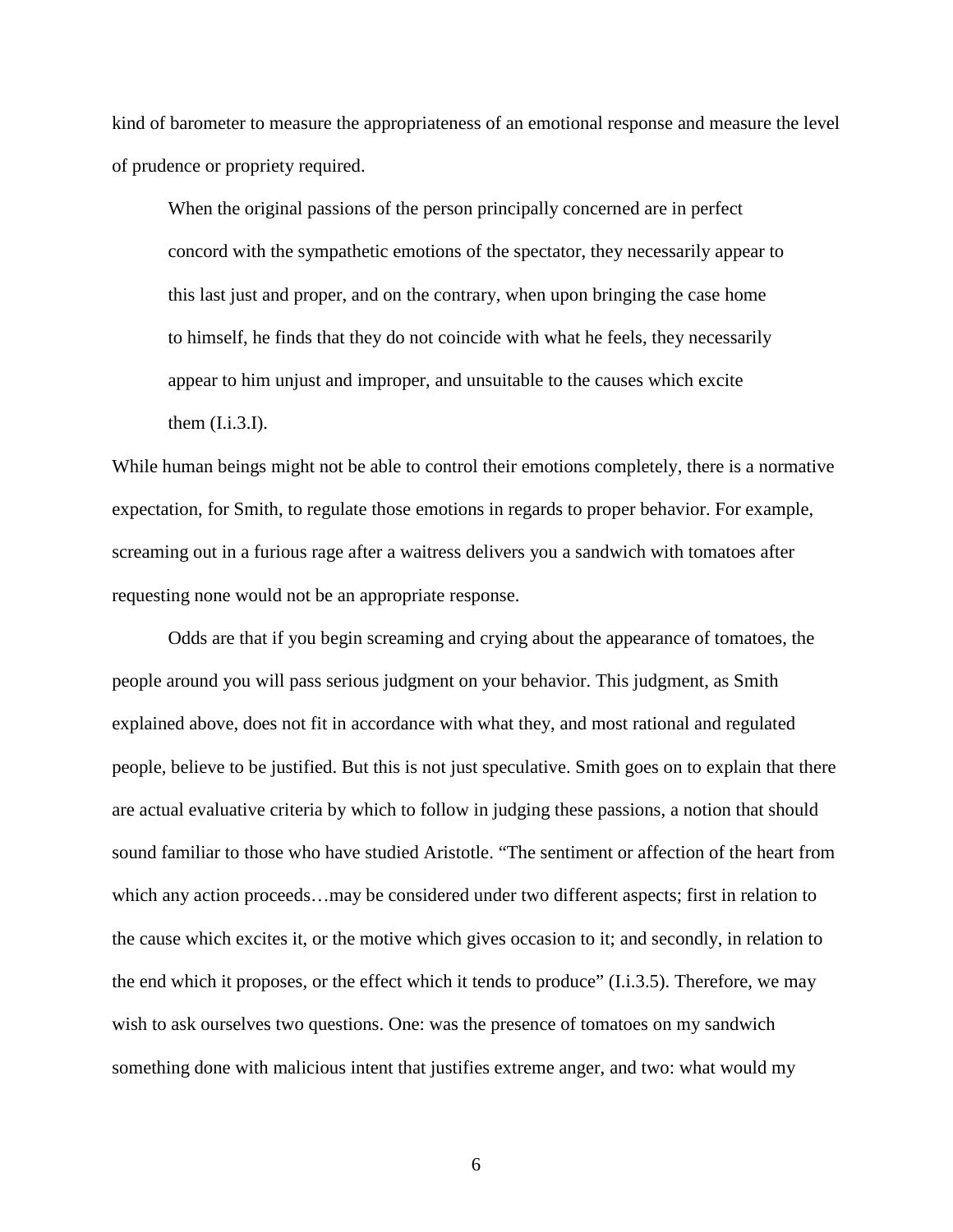kind of barometer to measure the appropriateness of an emotional response and measure the level of prudence or propriety required.

> When the original passions of the person principally concerned are in perfect concord with the sympathetic emotions of the spectator, they necessarily appear to this last just and proper, and on the contrary, when upon bringing the case home to himself, he finds that they do not coincide with what he feels, they necessarily appear to him unjust and improper, and unsuitable to the causes which excite them (I.i.3.I).

While human beings might not be able to control their emotions completely, there is a normative expectation, for Smith, to regulate those emotions in regards to proper behavior. For example, screaming out in a furious rage after a waitress delivers you a sandwich with tomatoes after requesting none would not be an appropriate response.

Odds are that if you begin screaming and crying about the appearance of tomatoes, the people around you will pass serious judgment on your behavior. This judgment, as Smith explained above, does not fit in accordance with what they, and most rational and regulated people, believe to be justified. But this is not just speculative. Smith goes on to explain that there are actual evaluative criteria by which to follow in judging these passions, a notion that should sound familiar to those who have studied Aristotle. "The sentiment or affection of the heart from which any action proceeds…may be considered under two different aspects; first in relation to the cause which excites it, or the motive which gives occasion to it; and secondly, in relation to the end which it proposes, or the effect which it tends to produce" (I.i.3.5). Therefore, we may wish to ask ourselves two questions. One: was the presence of tomatoes on my sandwich something done with malicious intent that justifies extreme anger, and two: what would my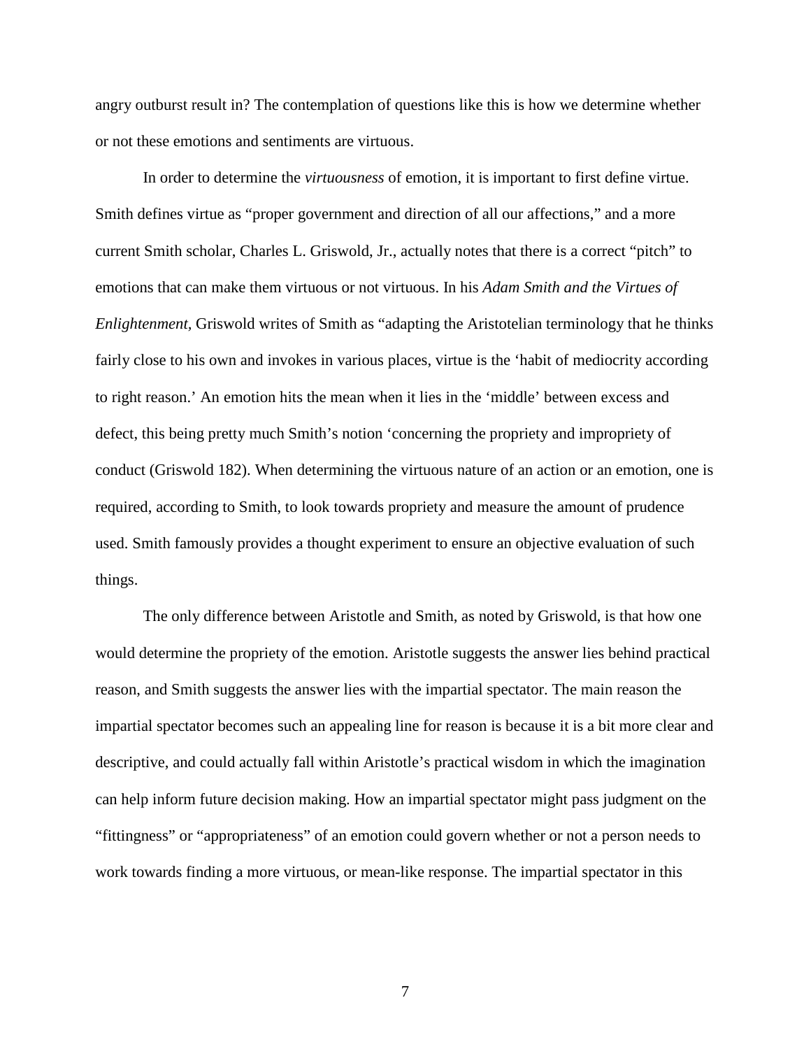angry outburst result in? The contemplation of questions like this is how we determine whether or not these emotions and sentiments are virtuous.

In order to determine the *virtuousness* of emotion, it is important to first define virtue. Smith defines virtue as "proper government and direction of all our affections," and a more current Smith scholar, Charles L. Griswold, Jr., actually notes that there is a correct "pitch" to emotions that can make them virtuous or not virtuous. In his *Adam Smith and the Virtues of Enlightenment*, Griswold writes of Smith as "adapting the Aristotelian terminology that he thinks fairly close to his own and invokes in various places, virtue is the 'habit of mediocrity according to right reason.' An emotion hits the mean when it lies in the 'middle' between excess and defect, this being pretty much Smith's notion 'concerning the propriety and impropriety of conduct (Griswold 182). When determining the virtuous nature of an action or an emotion, one is required, according to Smith, to look towards propriety and measure the amount of prudence used. Smith famously provides a thought experiment to ensure an objective evaluation of such things.

The only difference between Aristotle and Smith, as noted by Griswold, is that how one would determine the propriety of the emotion. Aristotle suggests the answer lies behind practical reason, and Smith suggests the answer lies with the impartial spectator. The main reason the impartial spectator becomes such an appealing line for reason is because it is a bit more clear and descriptive, and could actually fall within Aristotle's practical wisdom in which the imagination can help inform future decision making. How an impartial spectator might pass judgment on the "fittingness" or "appropriateness" of an emotion could govern whether or not a person needs to work towards finding a more virtuous, or mean-like response. The impartial spectator in this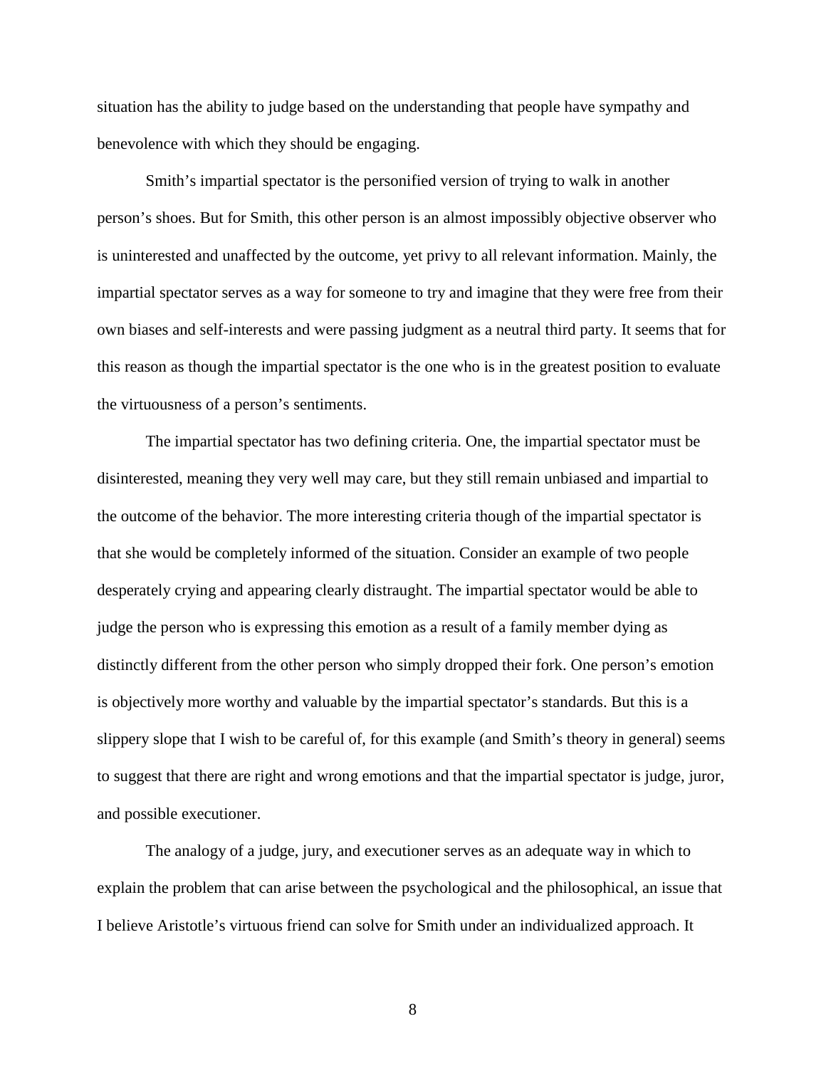situation has the ability to judge based on the understanding that people have sympathy and benevolence with which they should be engaging.

Smith's impartial spectator is the personified version of trying to walk in another person's shoes. But for Smith, this other person is an almost impossibly objective observer who is uninterested and unaffected by the outcome, yet privy to all relevant information. Mainly, the impartial spectator serves as a way for someone to try and imagine that they were free from their own biases and self-interests and were passing judgment as a neutral third party. It seems that for this reason as though the impartial spectator is the one who is in the greatest position to evaluate the virtuousness of a person's sentiments.

The impartial spectator has two defining criteria. One, the impartial spectator must be disinterested, meaning they very well may care, but they still remain unbiased and impartial to the outcome of the behavior. The more interesting criteria though of the impartial spectator is that she would be completely informed of the situation. Consider an example of two people desperately crying and appearing clearly distraught. The impartial spectator would be able to judge the person who is expressing this emotion as a result of a family member dying as distinctly different from the other person who simply dropped their fork. One person's emotion is objectively more worthy and valuable by the impartial spectator's standards. But this is a slippery slope that I wish to be careful of, for this example (and Smith's theory in general) seems to suggest that there are right and wrong emotions and that the impartial spectator is judge, juror, and possible executioner.

The analogy of a judge, jury, and executioner serves as an adequate way in which to explain the problem that can arise between the psychological and the philosophical, an issue that I believe Aristotle's virtuous friend can solve for Smith under an individualized approach. It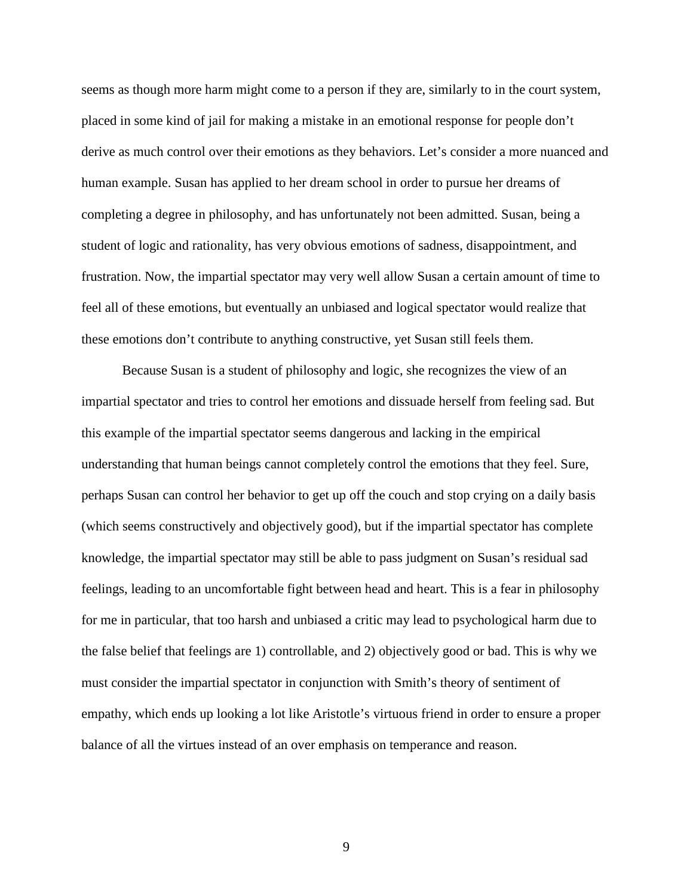seems as though more harm might come to a person if they are, similarly to in the court system, placed in some kind of jail for making a mistake in an emotional response for people don't derive as much control over their emotions as they behaviors. Let's consider a more nuanced and human example. Susan has applied to her dream school in order to pursue her dreams of completing a degree in philosophy, and has unfortunately not been admitted. Susan, being a student of logic and rationality, has very obvious emotions of sadness, disappointment, and frustration. Now, the impartial spectator may very well allow Susan a certain amount of time to feel all of these emotions, but eventually an unbiased and logical spectator would realize that these emotions don't contribute to anything constructive, yet Susan still feels them.

Because Susan is a student of philosophy and logic, she recognizes the view of an impartial spectator and tries to control her emotions and dissuade herself from feeling sad. But this example of the impartial spectator seems dangerous and lacking in the empirical understanding that human beings cannot completely control the emotions that they feel. Sure, perhaps Susan can control her behavior to get up off the couch and stop crying on a daily basis (which seems constructively and objectively good), but if the impartial spectator has complete knowledge, the impartial spectator may still be able to pass judgment on Susan's residual sad feelings, leading to an uncomfortable fight between head and heart. This is a fear in philosophy for me in particular, that too harsh and unbiased a critic may lead to psychological harm due to the false belief that feelings are 1) controllable, and 2) objectively good or bad. This is why we must consider the impartial spectator in conjunction with Smith's theory of sentiment of empathy, which ends up looking a lot like Aristotle's virtuous friend in order to ensure a proper balance of all the virtues instead of an over emphasis on temperance and reason.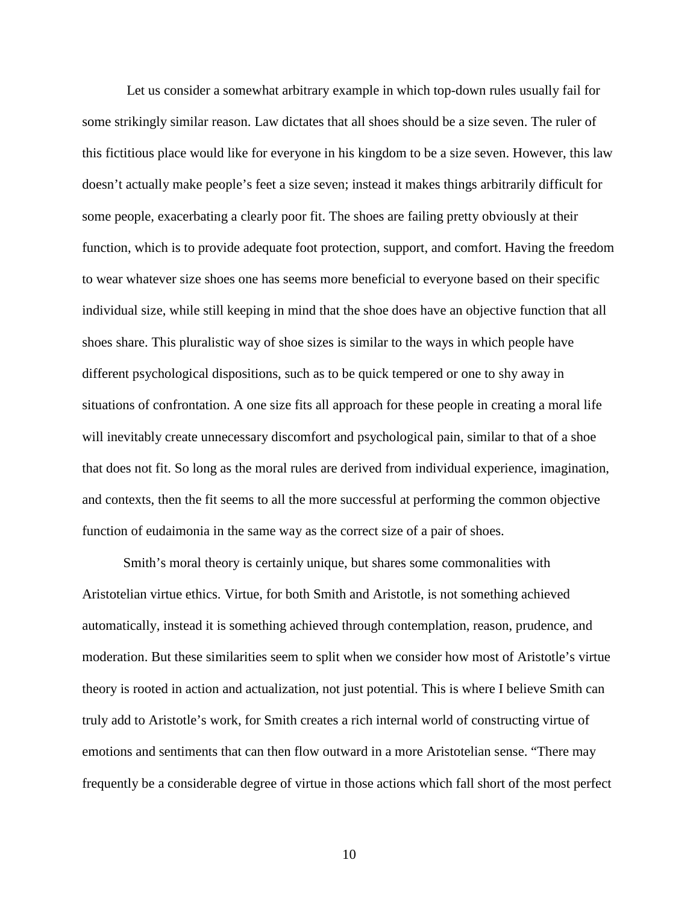Let us consider a somewhat arbitrary example in which top-down rules usually fail for some strikingly similar reason. Law dictates that all shoes should be a size seven. The ruler of this fictitious place would like for everyone in his kingdom to be a size seven. However, this law doesn't actually make people's feet a size seven; instead it makes things arbitrarily difficult for some people, exacerbating a clearly poor fit. The shoes are failing pretty obviously at their function, which is to provide adequate foot protection, support, and comfort. Having the freedom to wear whatever size shoes one has seems more beneficial to everyone based on their specific individual size, while still keeping in mind that the shoe does have an objective function that all shoes share. This pluralistic way of shoe sizes is similar to the ways in which people have different psychological dispositions, such as to be quick tempered or one to shy away in situations of confrontation. A one size fits all approach for these people in creating a moral life will inevitably create unnecessary discomfort and psychological pain, similar to that of a shoe that does not fit. So long as the moral rules are derived from individual experience, imagination, and contexts, then the fit seems to all the more successful at performing the common objective function of eudaimonia in the same way as the correct size of a pair of shoes.

Smith's moral theory is certainly unique, but shares some commonalities with Aristotelian virtue ethics. Virtue, for both Smith and Aristotle, is not something achieved automatically, instead it is something achieved through contemplation, reason, prudence, and moderation. But these similarities seem to split when we consider how most of Aristotle's virtue theory is rooted in action and actualization, not just potential. This is where I believe Smith can truly add to Aristotle's work, for Smith creates a rich internal world of constructing virtue of emotions and sentiments that can then flow outward in a more Aristotelian sense. "There may frequently be a considerable degree of virtue in those actions which fall short of the most perfect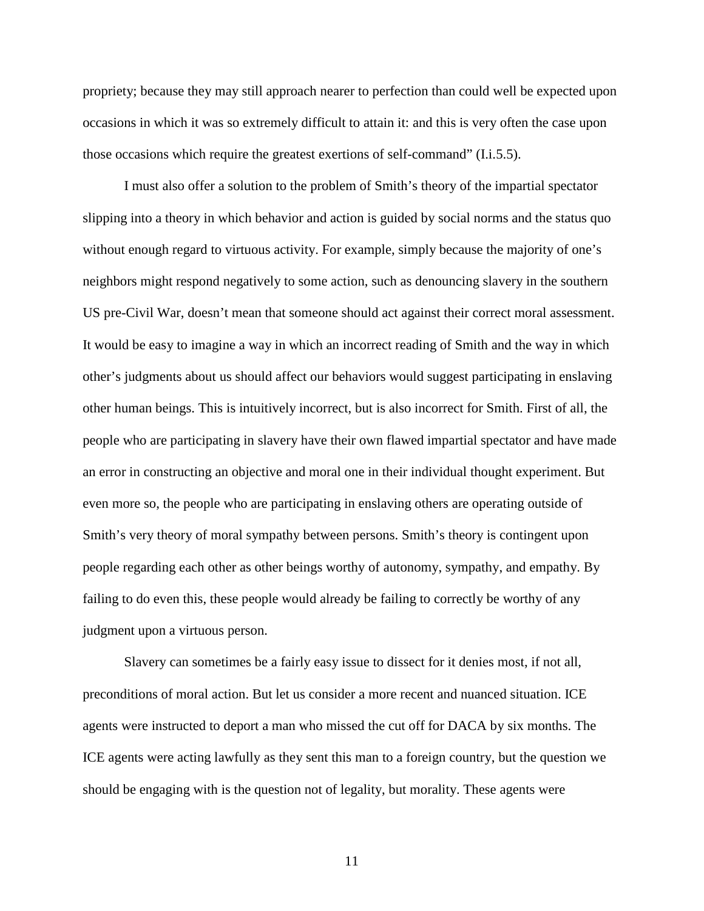propriety; because they may still approach nearer to perfection than could well be expected upon occasions in which it was so extremely difficult to attain it: and this is very often the case upon those occasions which require the greatest exertions of self-command" (I.i.5.5).

I must also offer a solution to the problem of Smith's theory of the impartial spectator slipping into a theory in which behavior and action is guided by social norms and the status quo without enough regard to virtuous activity. For example, simply because the majority of one's neighbors might respond negatively to some action, such as denouncing slavery in the southern US pre-Civil War, doesn't mean that someone should act against their correct moral assessment. It would be easy to imagine a way in which an incorrect reading of Smith and the way in which other's judgments about us should affect our behaviors would suggest participating in enslaving other human beings. This is intuitively incorrect, but is also incorrect for Smith. First of all, the people who are participating in slavery have their own flawed impartial spectator and have made an error in constructing an objective and moral one in their individual thought experiment. But even more so, the people who are participating in enslaving others are operating outside of Smith's very theory of moral sympathy between persons. Smith's theory is contingent upon people regarding each other as other beings worthy of autonomy, sympathy, and empathy. By failing to do even this, these people would already be failing to correctly be worthy of any judgment upon a virtuous person.

Slavery can sometimes be a fairly easy issue to dissect for it denies most, if not all, preconditions of moral action. But let us consider a more recent and nuanced situation. ICE agents were instructed to deport a man who missed the cut off for DACA by six months. The ICE agents were acting lawfully as they sent this man to a foreign country, but the question we should be engaging with is the question not of legality, but morality. These agents were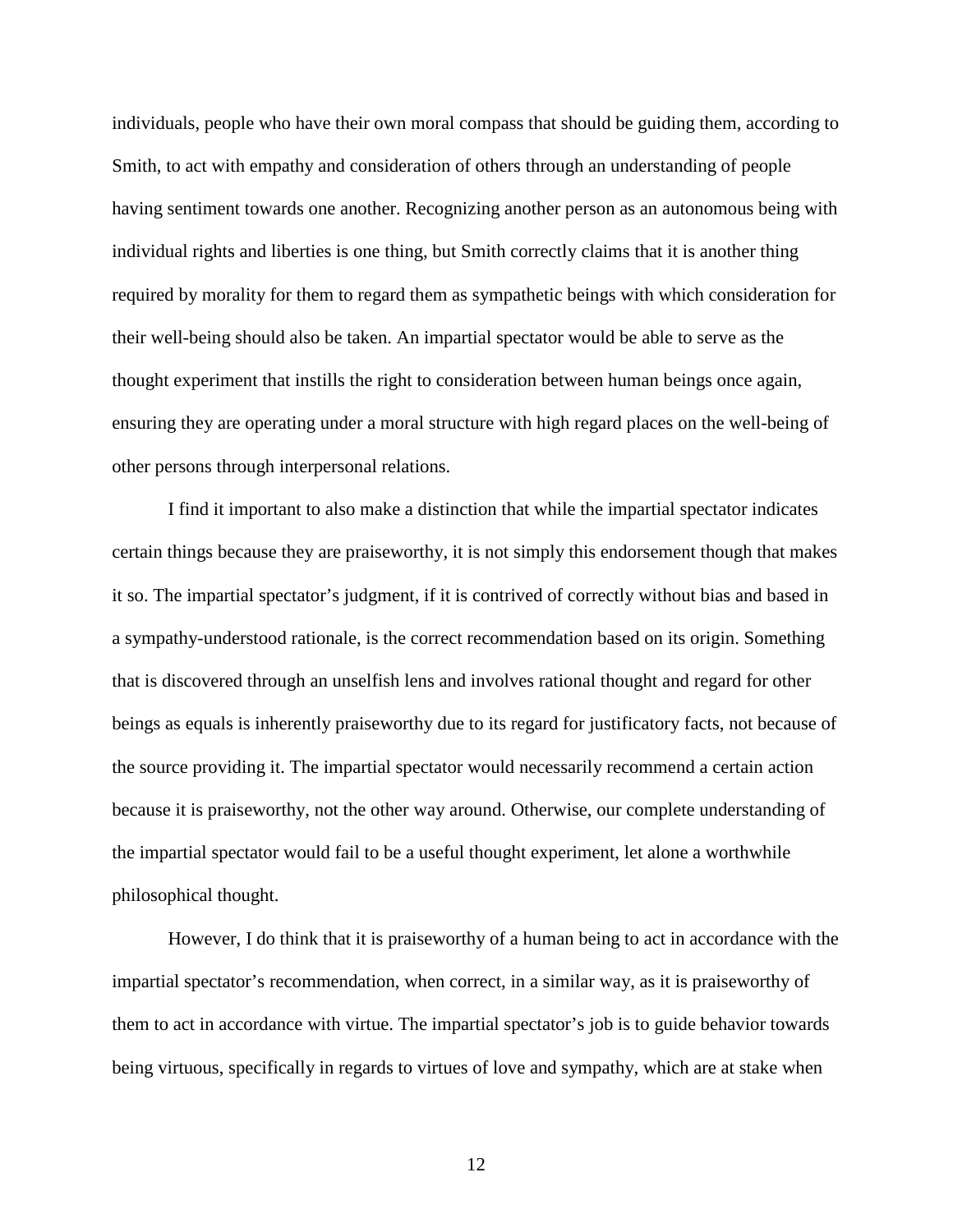individuals, people who have their own moral compass that should be guiding them, according to Smith, to act with empathy and consideration of others through an understanding of people having sentiment towards one another. Recognizing another person as an autonomous being with individual rights and liberties is one thing, but Smith correctly claims that it is another thing required by morality for them to regard them as sympathetic beings with which consideration for their well-being should also be taken. An impartial spectator would be able to serve as the thought experiment that instills the right to consideration between human beings once again, ensuring they are operating under a moral structure with high regard places on the well-being of other persons through interpersonal relations.

I find it important to also make a distinction that while the impartial spectator indicates certain things because they are praiseworthy, it is not simply this endorsement though that makes it so. The impartial spectator's judgment, if it is contrived of correctly without bias and based in a sympathy-understood rationale, is the correct recommendation based on its origin. Something that is discovered through an unselfish lens and involves rational thought and regard for other beings as equals is inherently praiseworthy due to its regard for justificatory facts, not because of the source providing it. The impartial spectator would necessarily recommend a certain action because it is praiseworthy, not the other way around. Otherwise, our complete understanding of the impartial spectator would fail to be a useful thought experiment, let alone a worthwhile philosophical thought.

However, I do think that it is praiseworthy of a human being to act in accordance with the impartial spectator's recommendation, when correct, in a similar way, as it is praiseworthy of them to act in accordance with virtue. The impartial spectator's job is to guide behavior towards being virtuous, specifically in regards to virtues of love and sympathy, which are at stake when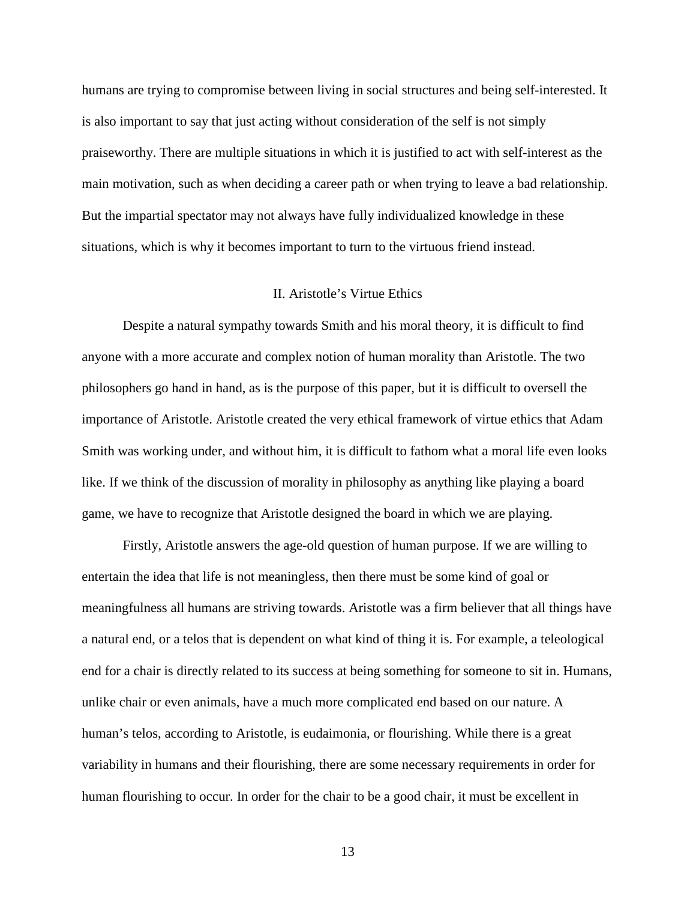humans are trying to compromise between living in social structures and being self-interested. It is also important to say that just acting without consideration of the self is not simply praiseworthy. There are multiple situations in which it is justified to act with self-interest as the main motivation, such as when deciding a career path or when trying to leave a bad relationship. But the impartial spectator may not always have fully individualized knowledge in these situations, which is why it becomes important to turn to the virtuous friend instead.

## II. Aristotle's Virtue Ethics

Despite a natural sympathy towards Smith and his moral theory, it is difficult to find anyone with a more accurate and complex notion of human morality than Aristotle. The two philosophers go hand in hand, as is the purpose of this paper, but it is difficult to oversell the importance of Aristotle. Aristotle created the very ethical framework of virtue ethics that Adam Smith was working under, and without him, it is difficult to fathom what a moral life even looks like. If we think of the discussion of morality in philosophy as anything like playing a board game, we have to recognize that Aristotle designed the board in which we are playing.

Firstly, Aristotle answers the age-old question of human purpose. If we are willing to entertain the idea that life is not meaningless, then there must be some kind of goal or meaningfulness all humans are striving towards. Aristotle was a firm believer that all things have a natural end, or a telos that is dependent on what kind of thing it is. For example, a teleological end for a chair is directly related to its success at being something for someone to sit in. Humans, unlike chair or even animals, have a much more complicated end based on our nature. A human's telos, according to Aristotle, is eudaimonia, or flourishing. While there is a great variability in humans and their flourishing, there are some necessary requirements in order for human flourishing to occur. In order for the chair to be a good chair, it must be excellent in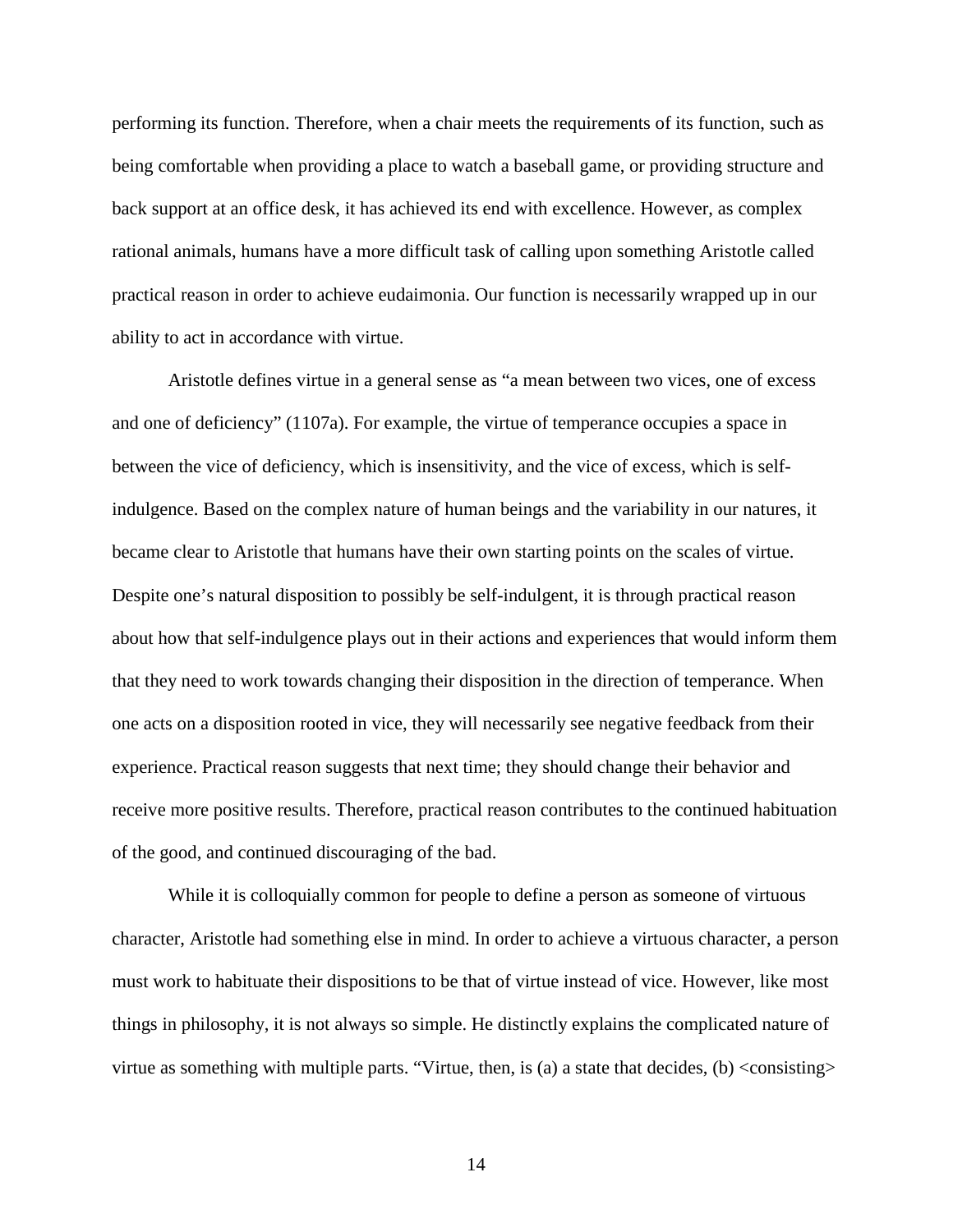performing its function. Therefore, when a chair meets the requirements of its function, such as being comfortable when providing a place to watch a baseball game, or providing structure and back support at an office desk, it has achieved its end with excellence. However, as complex rational animals, humans have a more difficult task of calling upon something Aristotle called practical reason in order to achieve eudaimonia. Our function is necessarily wrapped up in our ability to act in accordance with virtue.

Aristotle defines virtue in a general sense as "a mean between two vices, one of excess and one of deficiency" (1107a). For example, the virtue of temperance occupies a space in between the vice of deficiency, which is insensitivity, and the vice of excess, which is self-indulgence. Based on the complex nature of human beings and the variability in our natures, it became clear to Aristotle that humans have their own starting points on the scales of virtue. Despite one's natural disposition to possibly be self-indulgent, it is through practical reason about how that self-indulgence plays out in their actions and experiences that would inform them that they need to work towards changing their disposition in the direction of temperance. When one acts on a disposition rooted in vice, they will necessarily see negative feedback from their experience. Practical reason suggests that next time; they should change their behavior and receive more positive results. Therefore, practical reason contributes to the continued habituation of the good, and continued discouraging of the bad.

While it is colloquially common for people to define a person as someone of virtuous character, Aristotle had something else in mind. In order to achieve a virtuous character, a person must work to habituate their dispositions to be that of virtue instead of vice. However, like most things in philosophy, it is not always so simple. He distinctly explains the complicated nature of virtue as something with multiple parts. "Virtue, then, is (a) a state that decides, (b) <consisting>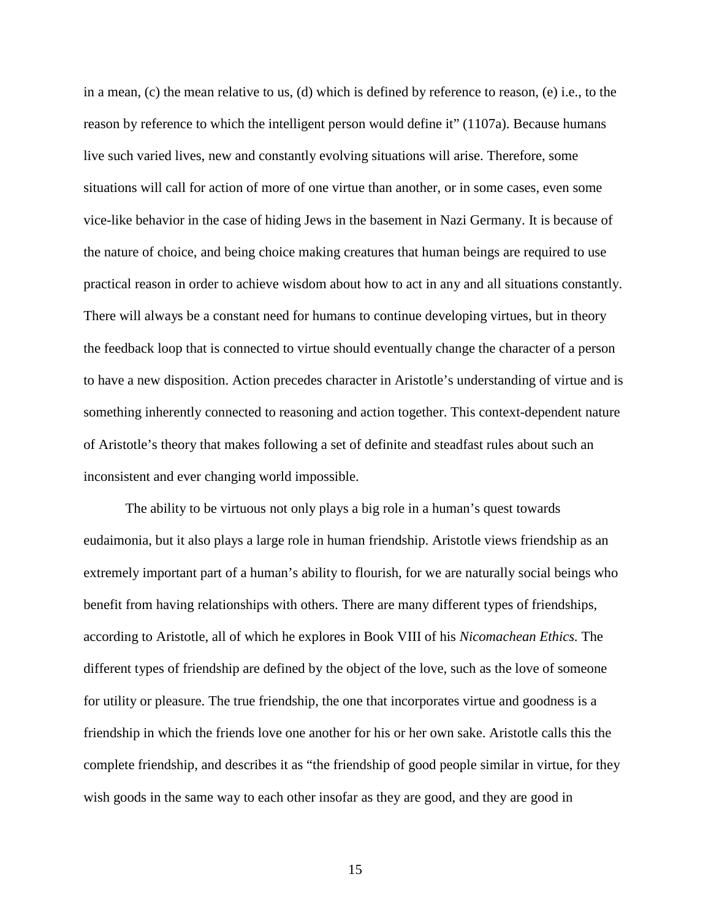in a mean, (c) the mean relative to us, (d) which is defined by reference to reason, (e) i.e., to the reason by reference to which the intelligent person would define it" (1107a). Because humans live such varied lives, new and constantly evolving situations will arise. Therefore, some situations will call for action of more of one virtue than another, or in some cases, even some vice-like behavior in the case of hiding Jews in the basement in Nazi Germany. It is because of the nature of choice, and being choice making creatures that human beings are required to use practical reason in order to achieve wisdom about how to act in any and all situations constantly. There will always be a constant need for humans to continue developing virtues, but in theory the feedback loop that is connected to virtue should eventually change the character of a person to have a new disposition. Action precedes character in Aristotle's understanding of virtue and is something inherently connected to reasoning and action together. This context-dependent nature of Aristotle's theory that makes following a set of definite and steadfast rules about such an inconsistent and ever changing world impossible.

The ability to be virtuous not only plays a big role in a human's quest towards eudaimonia, but it also plays a large role in human friendship. Aristotle views friendship as an extremely important part of a human's ability to flourish, for we are naturally social beings who benefit from having relationships with others. There are many different types of friendships, according to Aristotle, all of which he explores in Book VIII of his *Nicomachean Ethics.* The different types of friendship are defined by the object of the love, such as the love of someone for utility or pleasure. The true friendship, the one that incorporates virtue and goodness is a friendship in which the friends love one another for his or her own sake. Aristotle calls this the complete friendship, and describes it as "the friendship of good people similar in virtue, for they wish goods in the same way to each other insofar as they are good, and they are good in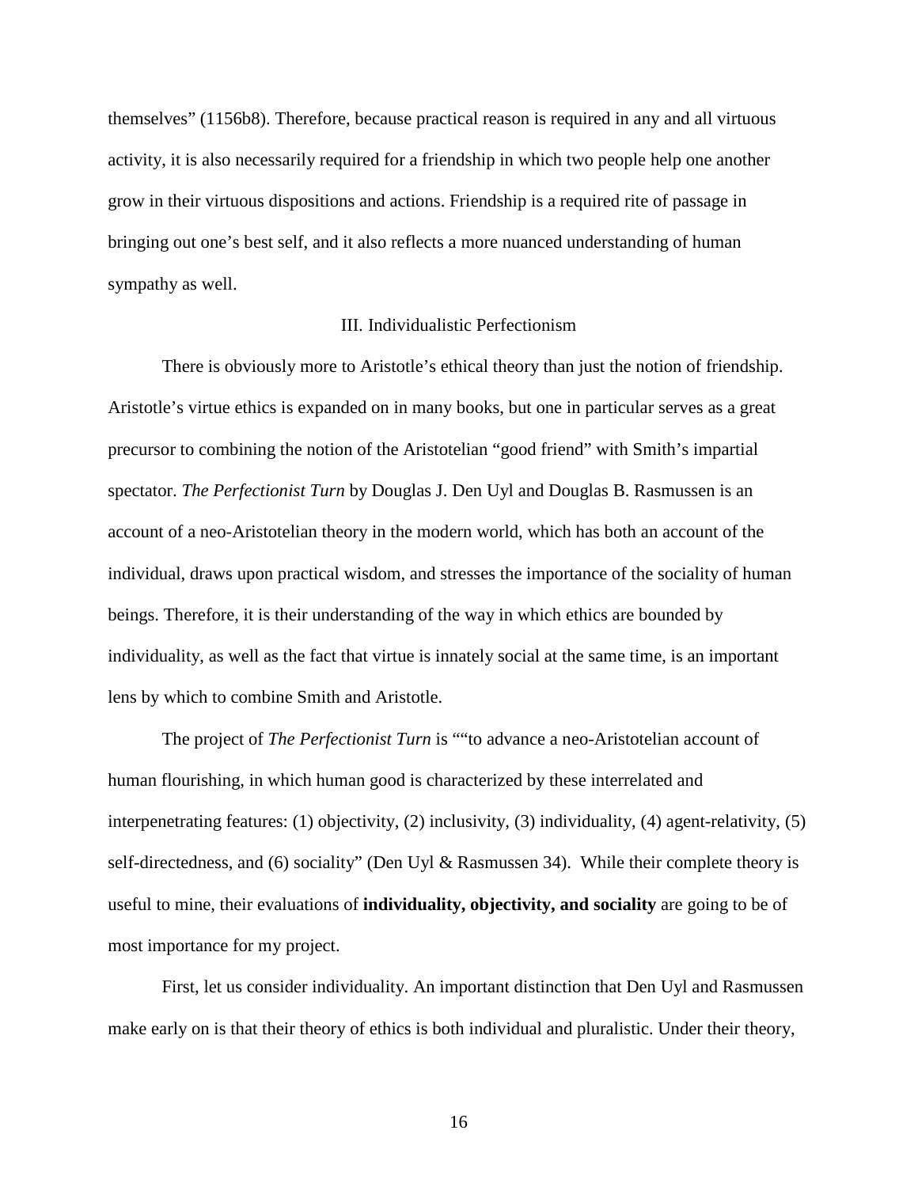themselves" (1156b8). Therefore, because practical reason is required in any and all virtuous activity, it is also necessarily required for a friendship in which two people help one another grow in their virtuous dispositions and actions. Friendship is a required rite of passage in bringing out one's best self, and it also reflects a more nuanced understanding of human sympathy as well.

## III. Individualistic Perfectionism

There is obviously more to Aristotle's ethical theory than just the notion of friendship. Aristotle's virtue ethics is expanded on in many books, but one in particular serves as a great precursor to combining the notion of the Aristotelian "good friend" with Smith's impartial spectator. *The Perfectionist Turn* by Douglas J. Den Uyl and Douglas B. Rasmussen is an account of a neo-Aristotelian theory in the modern world, which has both an account of the individual, draws upon practical wisdom, and stresses the importance of the sociality of human beings. Therefore, it is their understanding of the way in which ethics are bounded by individuality, as well as the fact that virtue is innately social at the same time, is an important lens by which to combine Smith and Aristotle.

The project of *The Perfectionist Turn* is ""to advance a neo-Aristotelian account of human flourishing, in which human good is characterized by these interrelated and interpenetrating features: (1) objectivity, (2) inclusivity, (3) individuality, (4) agent-relativity, (5) self-directedness, and (6) sociality" (Den Uyl & Rasmussen 34). While their complete theory is useful to mine, their evaluations of **individuality, objectivity, and sociality** are going to be of most importance for my project.

First, let us consider individuality. An important distinction that Den Uyl and Rasmussen make early on is that their theory of ethics is both individual and pluralistic. Under their theory,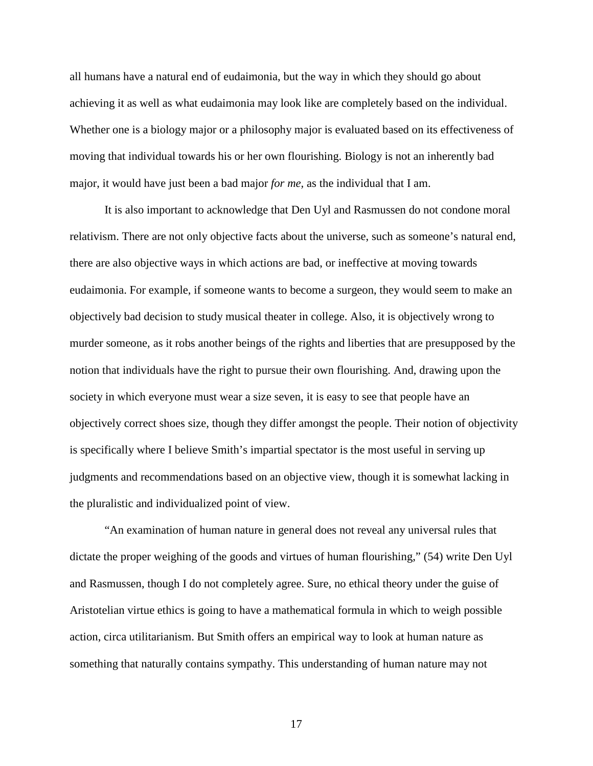all humans have a natural end of eudaimonia, but the way in which they should go about achieving it as well as what eudaimonia may look like are completely based on the individual. Whether one is a biology major or a philosophy major is evaluated based on its effectiveness of moving that individual towards his or her own flourishing. Biology is not an inherently bad major, it would have just been a bad major *for me,* as the individual that I am.

It is also important to acknowledge that Den Uyl and Rasmussen do not condone moral relativism. There are not only objective facts about the universe, such as someone's natural end, there are also objective ways in which actions are bad, or ineffective at moving towards eudaimonia. For example, if someone wants to become a surgeon, they would seem to make an objectively bad decision to study musical theater in college. Also, it is objectively wrong to murder someone, as it robs another beings of the rights and liberties that are presupposed by the notion that individuals have the right to pursue their own flourishing. And, drawing upon the society in which everyone must wear a size seven, it is easy to see that people have an objectively correct shoes size, though they differ amongst the people. Their notion of objectivity is specifically where I believe Smith's impartial spectator is the most useful in serving up judgments and recommendations based on an objective view, though it is somewhat lacking in the pluralistic and individualized point of view.

"An examination of human nature in general does not reveal any universal rules that dictate the proper weighing of the goods and virtues of human flourishing," (54) write Den Uyl and Rasmussen, though I do not completely agree. Sure, no ethical theory under the guise of Aristotelian virtue ethics is going to have a mathematical formula in which to weigh possible action, circa utilitarianism. But Smith offers an empirical way to look at human nature as something that naturally contains sympathy. This understanding of human nature may not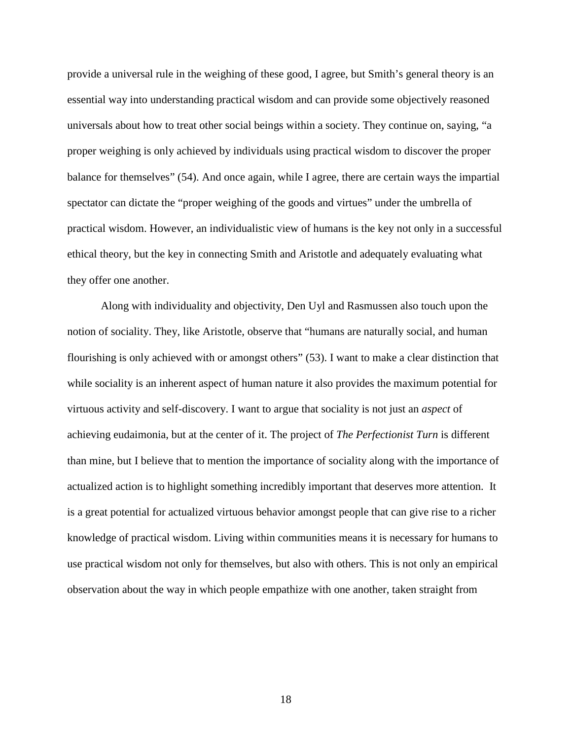provide a universal rule in the weighing of these good, I agree, but Smith's general theory is an essential way into understanding practical wisdom and can provide some objectively reasoned universals about how to treat other social beings within a society. They continue on, saying, "a proper weighing is only achieved by individuals using practical wisdom to discover the proper balance for themselves" (54). And once again, while I agree, there are certain ways the impartial spectator can dictate the "proper weighing of the goods and virtues" under the umbrella of practical wisdom. However, an individualistic view of humans is the key not only in a successful ethical theory, but the key in connecting Smith and Aristotle and adequately evaluating what they offer one another.

Along with individuality and objectivity, Den Uyl and Rasmussen also touch upon the notion of sociality. They, like Aristotle, observe that "humans are naturally social, and human flourishing is only achieved with or amongst others" (53). I want to make a clear distinction that while sociality is an inherent aspect of human nature it also provides the maximum potential for virtuous activity and self-discovery. I want to argue that sociality is not just an *aspect* of achieving eudaimonia, but at the center of it. The project of *The Perfectionist Turn* is different than mine, but I believe that to mention the importance of sociality along with the importance of actualized action is to highlight something incredibly important that deserves more attention. It is a great potential for actualized virtuous behavior amongst people that can give rise to a richer knowledge of practical wisdom. Living within communities means it is necessary for humans to use practical wisdom not only for themselves, but also with others. This is not only an empirical observation about the way in which people empathize with one another, taken straight from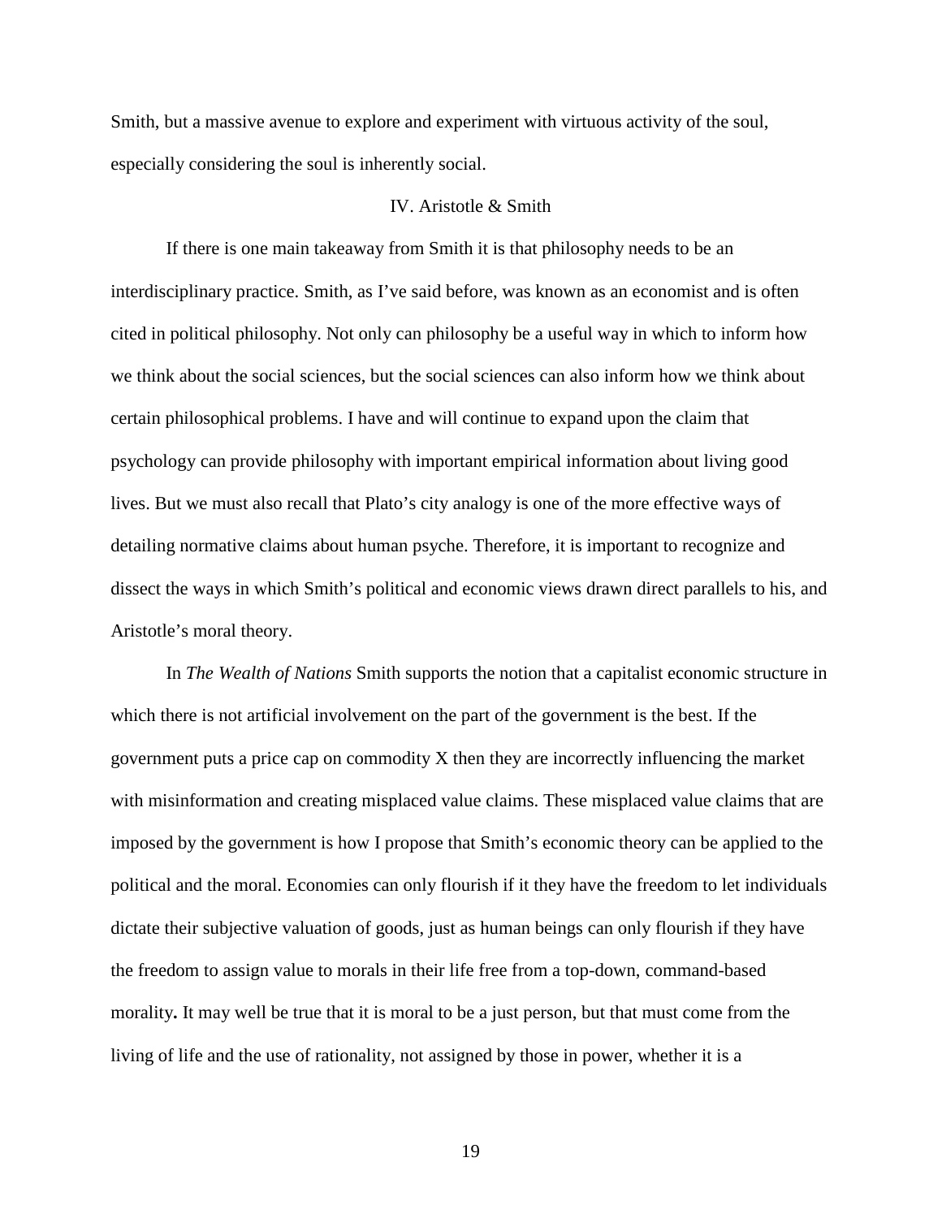Smith, but a massive avenue to explore and experiment with virtuous activity of the soul, especially considering the soul is inherently social.

## IV. Aristotle & Smith

If there is one main takeaway from Smith it is that philosophy needs to be an interdisciplinary practice. Smith, as I've said before, was known as an economist and is often cited in political philosophy. Not only can philosophy be a useful way in which to inform how we think about the social sciences, but the social sciences can also inform how we think about certain philosophical problems. I have and will continue to expand upon the claim that psychology can provide philosophy with important empirical information about living good lives. But we must also recall that Plato's city analogy is one of the more effective ways of detailing normative claims about human psyche. Therefore, it is important to recognize and dissect the ways in which Smith's political and economic views drawn direct parallels to his, and Aristotle's moral theory.

In *The Wealth of Nations* Smith supports the notion that a capitalist economic structure in which there is not artificial involvement on the part of the government is the best. If the government puts a price cap on commodity X then they are incorrectly influencing the market with misinformation and creating misplaced value claims. These misplaced value claims that are imposed by the government is how I propose that Smith's economic theory can be applied to the political and the moral. Economies can only flourish if it they have the freedom to let individuals dictate their subjective valuation of goods, just as human beings can only flourish if they have the freedom to assign value to morals in their life free from a top-down, command-based morality**.** It may well be true that it is moral to be a just person, but that must come from the living of life and the use of rationality, not assigned by those in power, whether it is a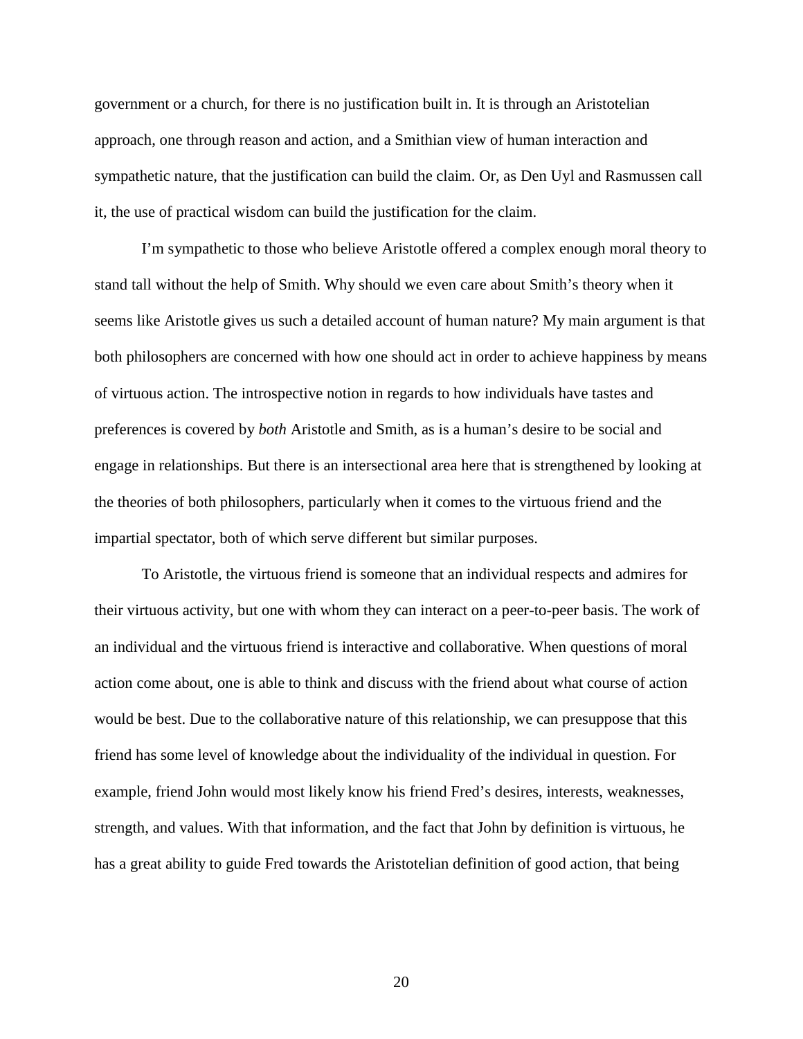government or a church, for there is no justification built in. It is through an Aristotelian approach, one through reason and action, and a Smithian view of human interaction and sympathetic nature, that the justification can build the claim. Or, as Den Uyl and Rasmussen call it, the use of practical wisdom can build the justification for the claim.

I'm sympathetic to those who believe Aristotle offered a complex enough moral theory to stand tall without the help of Smith. Why should we even care about Smith's theory when it seems like Aristotle gives us such a detailed account of human nature? My main argument is that both philosophers are concerned with how one should act in order to achieve happiness by means of virtuous action. The introspective notion in regards to how individuals have tastes and preferences is covered by *both* Aristotle and Smith, as is a human's desire to be social and engage in relationships. But there is an intersectional area here that is strengthened by looking at the theories of both philosophers, particularly when it comes to the virtuous friend and the impartial spectator, both of which serve different but similar purposes.

To Aristotle, the virtuous friend is someone that an individual respects and admires for their virtuous activity, but one with whom they can interact on a peer-to-peer basis. The work of an individual and the virtuous friend is interactive and collaborative. When questions of moral action come about, one is able to think and discuss with the friend about what course of action would be best. Due to the collaborative nature of this relationship, we can presuppose that this friend has some level of knowledge about the individuality of the individual in question. For example, friend John would most likely know his friend Fred's desires, interests, weaknesses, strength, and values. With that information, and the fact that John by definition is virtuous, he has a great ability to guide Fred towards the Aristotelian definition of good action, that being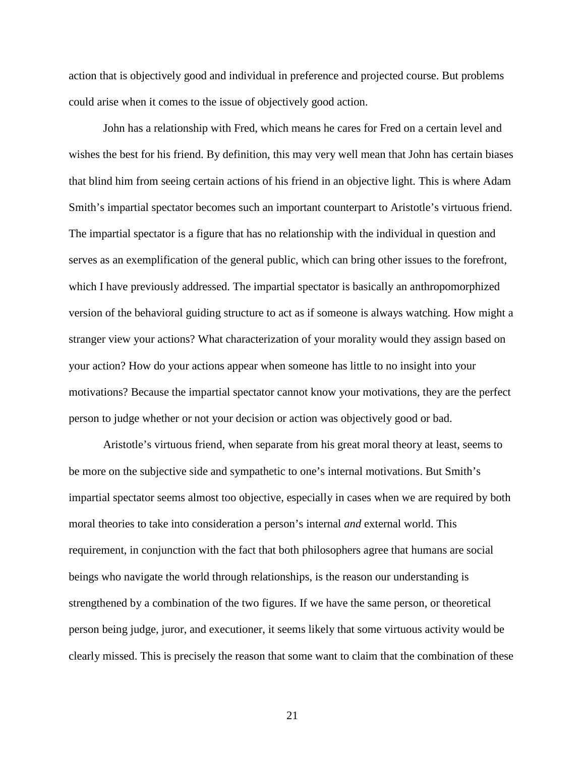action that is objectively good and individual in preference and projected course. But problems could arise when it comes to the issue of objectively good action.

John has a relationship with Fred, which means he cares for Fred on a certain level and wishes the best for his friend. By definition, this may very well mean that John has certain biases that blind him from seeing certain actions of his friend in an objective light. This is where Adam Smith's impartial spectator becomes such an important counterpart to Aristotle's virtuous friend. The impartial spectator is a figure that has no relationship with the individual in question and serves as an exemplification of the general public, which can bring other issues to the forefront, which I have previously addressed. The impartial spectator is basically an anthropomorphized version of the behavioral guiding structure to act as if someone is always watching. How might a stranger view your actions? What characterization of your morality would they assign based on your action? How do your actions appear when someone has little to no insight into your motivations? Because the impartial spectator cannot know your motivations, they are the perfect person to judge whether or not your decision or action was objectively good or bad.

Aristotle's virtuous friend, when separate from his great moral theory at least, seems to be more on the subjective side and sympathetic to one's internal motivations. But Smith's impartial spectator seems almost too objective, especially in cases when we are required by both moral theories to take into consideration a person's internal *and* external world. This requirement, in conjunction with the fact that both philosophers agree that humans are social beings who navigate the world through relationships, is the reason our understanding is strengthened by a combination of the two figures. If we have the same person, or theoretical person being judge, juror, and executioner, it seems likely that some virtuous activity would be clearly missed. This is precisely the reason that some want to claim that the combination of these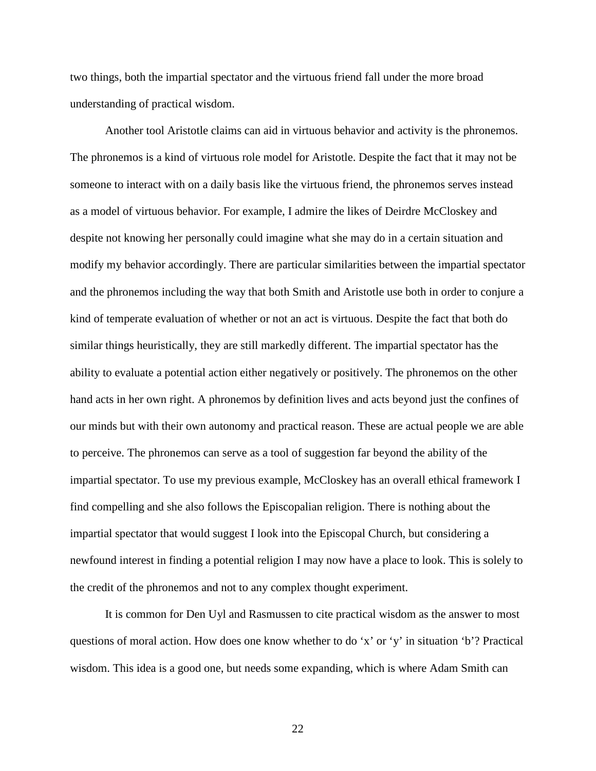two things, both the impartial spectator and the virtuous friend fall under the more broad understanding of practical wisdom.

Another tool Aristotle claims can aid in virtuous behavior and activity is the phronemos. The phronemos is a kind of virtuous role model for Aristotle. Despite the fact that it may not be someone to interact with on a daily basis like the virtuous friend, the phronemos serves instead as a model of virtuous behavior. For example, I admire the likes of Deirdre McCloskey and despite not knowing her personally could imagine what she may do in a certain situation and modify my behavior accordingly. There are particular similarities between the impartial spectator and the phronemos including the way that both Smith and Aristotle use both in order to conjure a kind of temperate evaluation of whether or not an act is virtuous. Despite the fact that both do similar things heuristically, they are still markedly different. The impartial spectator has the ability to evaluate a potential action either negatively or positively. The phronemos on the other hand acts in her own right. A phronemos by definition lives and acts beyond just the confines of our minds but with their own autonomy and practical reason. These are actual people we are able to perceive. The phronemos can serve as a tool of suggestion far beyond the ability of the impartial spectator. To use my previous example, McCloskey has an overall ethical framework I find compelling and she also follows the Episcopalian religion. There is nothing about the impartial spectator that would suggest I look into the Episcopal Church, but considering a newfound interest in finding a potential religion I may now have a place to look. This is solely to the credit of the phronemos and not to any complex thought experiment.

It is common for Den Uyl and Rasmussen to cite practical wisdom as the answer to most questions of moral action. How does one know whether to do 'x' or 'y' in situation 'b'? Practical wisdom. This idea is a good one, but needs some expanding, which is where Adam Smith can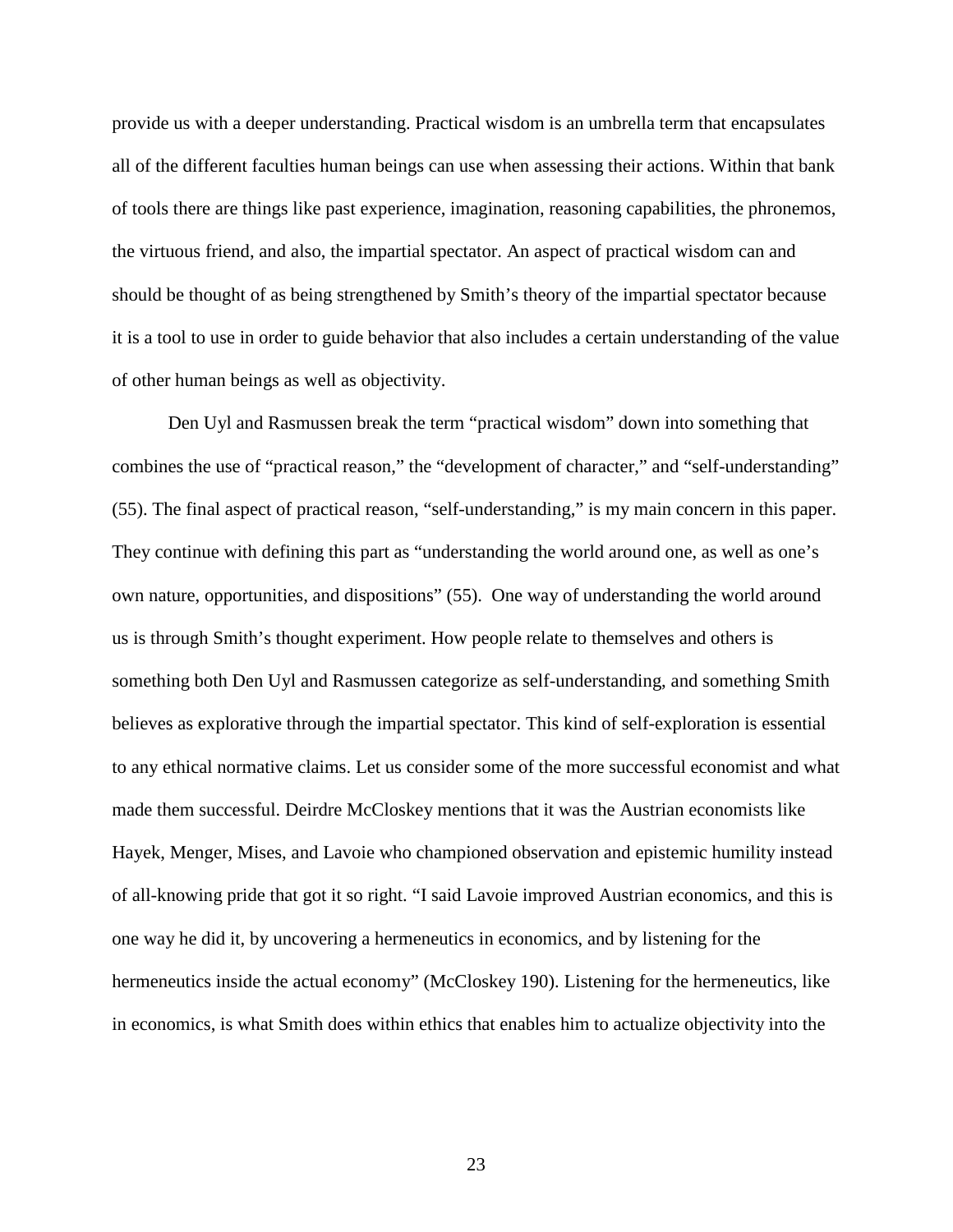provide us with a deeper understanding. Practical wisdom is an umbrella term that encapsulates all of the different faculties human beings can use when assessing their actions. Within that bank of tools there are things like past experience, imagination, reasoning capabilities, the phronemos, the virtuous friend, and also, the impartial spectator. An aspect of practical wisdom can and should be thought of as being strengthened by Smith's theory of the impartial spectator because it is a tool to use in order to guide behavior that also includes a certain understanding of the value of other human beings as well as objectivity.

Den Uyl and Rasmussen break the term "practical wisdom" down into something that combines the use of "practical reason," the "development of character," and "self-understanding" (55). The final aspect of practical reason, "self-understanding," is my main concern in this paper. They continue with defining this part as "understanding the world around one, as well as one's own nature, opportunities, and dispositions" (55). One way of understanding the world around us is through Smith's thought experiment. How people relate to themselves and others is something both Den Uyl and Rasmussen categorize as self-understanding, and something Smith believes as explorative through the impartial spectator. This kind of self-exploration is essential to any ethical normative claims. Let us consider some of the more successful economist and what made them successful. Deirdre McCloskey mentions that it was the Austrian economists like Hayek, Menger, Mises, and Lavoie who championed observation and epistemic humility instead of all-knowing pride that got it so right. "I said Lavoie improved Austrian economics, and this is one way he did it, by uncovering a hermeneutics in economics, and by listening for the hermeneutics inside the actual economy" (McCloskey 190). Listening for the hermeneutics, like in economics, is what Smith does within ethics that enables him to actualize objectivity into the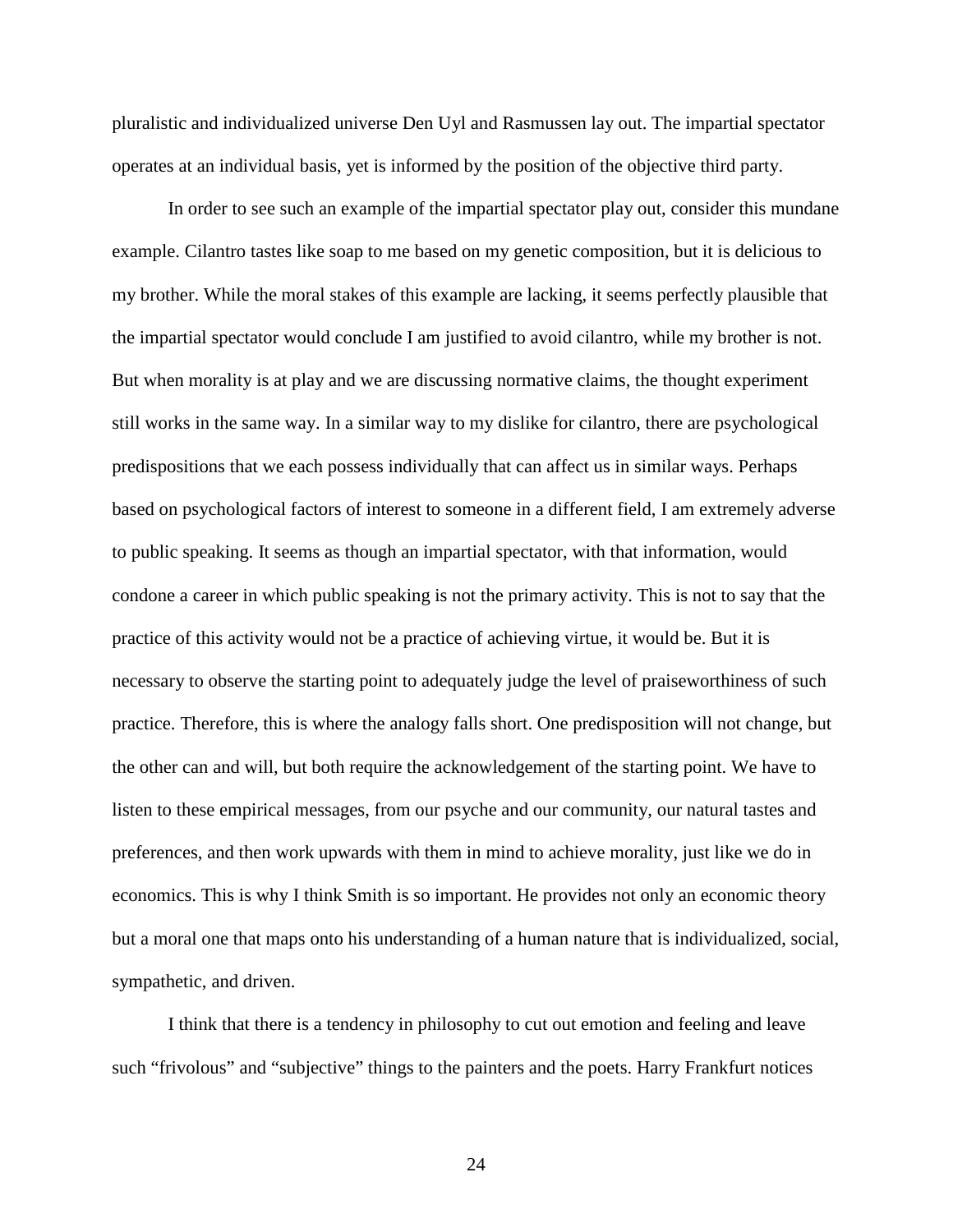pluralistic and individualized universe Den Uyl and Rasmussen lay out. The impartial spectator operates at an individual basis, yet is informed by the position of the objective third party.

In order to see such an example of the impartial spectator play out, consider this mundane example. Cilantro tastes like soap to me based on my genetic composition, but it is delicious to my brother. While the moral stakes of this example are lacking, it seems perfectly plausible that the impartial spectator would conclude I am justified to avoid cilantro, while my brother is not. But when morality is at play and we are discussing normative claims, the thought experiment still works in the same way. In a similar way to my dislike for cilantro, there are psychological predispositions that we each possess individually that can affect us in similar ways. Perhaps based on psychological factors of interest to someone in a different field, I am extremely adverse to public speaking. It seems as though an impartial spectator, with that information, would condone a career in which public speaking is not the primary activity. This is not to say that the practice of this activity would not be a practice of achieving virtue, it would be. But it is necessary to observe the starting point to adequately judge the level of praiseworthiness of such practice. Therefore, this is where the analogy falls short. One predisposition will not change, but the other can and will, but both require the acknowledgement of the starting point. We have to listen to these empirical messages, from our psyche and our community, our natural tastes and preferences, and then work upwards with them in mind to achieve morality, just like we do in economics. This is why I think Smith is so important. He provides not only an economic theory but a moral one that maps onto his understanding of a human nature that is individualized, social, sympathetic, and driven.

I think that there is a tendency in philosophy to cut out emotion and feeling and leave such "frivolous" and "subjective" things to the painters and the poets. Harry Frankfurt notices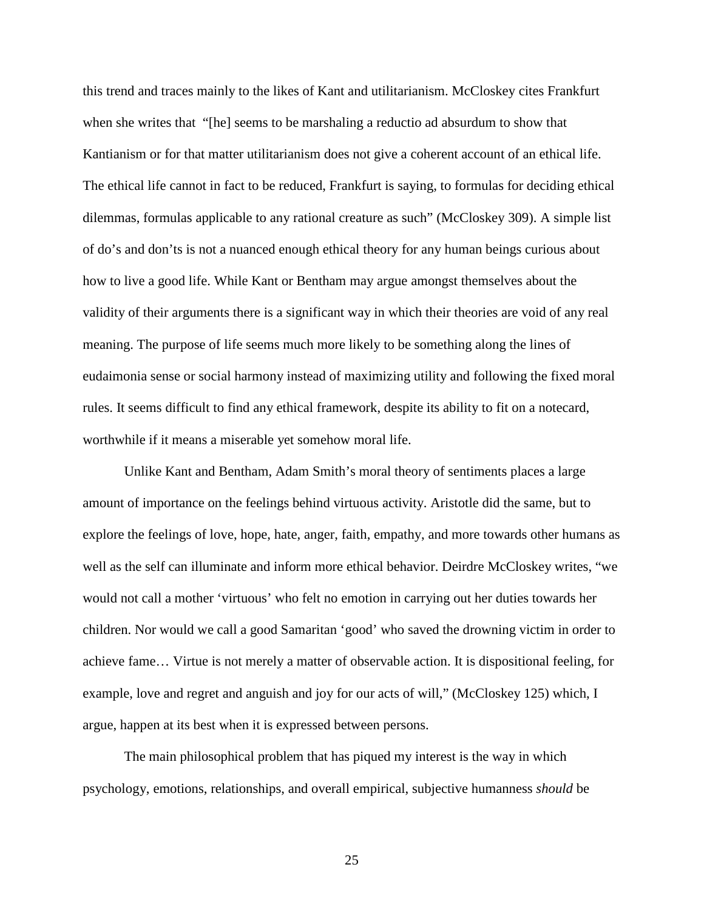this trend and traces mainly to the likes of Kant and utilitarianism. McCloskey cites Frankfurt when she writes that "[he] seems to be marshaling a reductio ad absurdum to show that Kantianism or for that matter utilitarianism does not give a coherent account of an ethical life. The ethical life cannot in fact to be reduced, Frankfurt is saying, to formulas for deciding ethical dilemmas, formulas applicable to any rational creature as such" (McCloskey 309). A simple list of do's and don'ts is not a nuanced enough ethical theory for any human beings curious about how to live a good life. While Kant or Bentham may argue amongst themselves about the validity of their arguments there is a significant way in which their theories are void of any real meaning. The purpose of life seems much more likely to be something along the lines of eudaimonia sense or social harmony instead of maximizing utility and following the fixed moral rules. It seems difficult to find any ethical framework, despite its ability to fit on a notecard, worthwhile if it means a miserable yet somehow moral life.

Unlike Kant and Bentham, Adam Smith's moral theory of sentiments places a large amount of importance on the feelings behind virtuous activity. Aristotle did the same, but to explore the feelings of love, hope, hate, anger, faith, empathy, and more towards other humans as well as the self can illuminate and inform more ethical behavior. Deirdre McCloskey writes, "we would not call a mother 'virtuous' who felt no emotion in carrying out her duties towards her children. Nor would we call a good Samaritan 'good' who saved the drowning victim in order to achieve fame… Virtue is not merely a matter of observable action. It is dispositional feeling, for example, love and regret and anguish and joy for our acts of will," (McCloskey 125) which, I argue, happen at its best when it is expressed between persons.

The main philosophical problem that has piqued my interest is the way in which psychology, emotions, relationships, and overall empirical, subjective humanness *should* be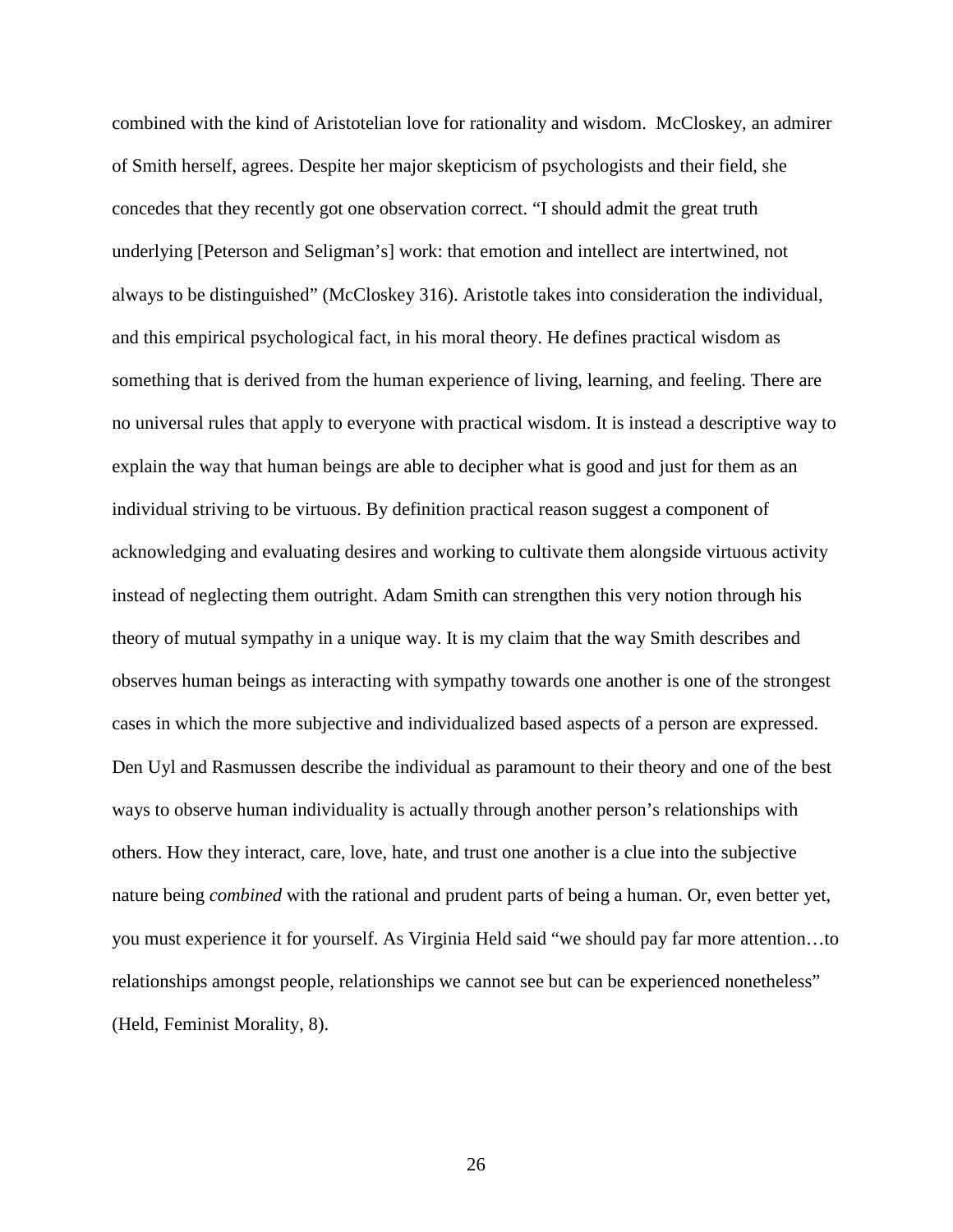combined with the kind of Aristotelian love for rationality and wisdom. McCloskey, an admirer of Smith herself, agrees. Despite her major skepticism of psychologists and their field, she concedes that they recently got one observation correct. "I should admit the great truth underlying [Peterson and Seligman's] work: that emotion and intellect are intertwined, not always to be distinguished" (McCloskey 316). Aristotle takes into consideration the individual, and this empirical psychological fact, in his moral theory. He defines practical wisdom as something that is derived from the human experience of living, learning, and feeling. There are no universal rules that apply to everyone with practical wisdom. It is instead a descriptive way to explain the way that human beings are able to decipher what is good and just for them as an individual striving to be virtuous. By definition practical reason suggest a component of acknowledging and evaluating desires and working to cultivate them alongside virtuous activity instead of neglecting them outright. Adam Smith can strengthen this very notion through his theory of mutual sympathy in a unique way. It is my claim that the way Smith describes and observes human beings as interacting with sympathy towards one another is one of the strongest cases in which the more subjective and individualized based aspects of a person are expressed. Den Uyl and Rasmussen describe the individual as paramount to their theory and one of the best ways to observe human individuality is actually through another person's relationships with others. How they interact, care, love, hate, and trust one another is a clue into the subjective nature being *combined* with the rational and prudent parts of being a human. Or, even better yet, you must experience it for yourself. As Virginia Held said "we should pay far more attention…to relationships amongst people, relationships we cannot see but can be experienced nonetheless" (Held, Feminist Morality, 8).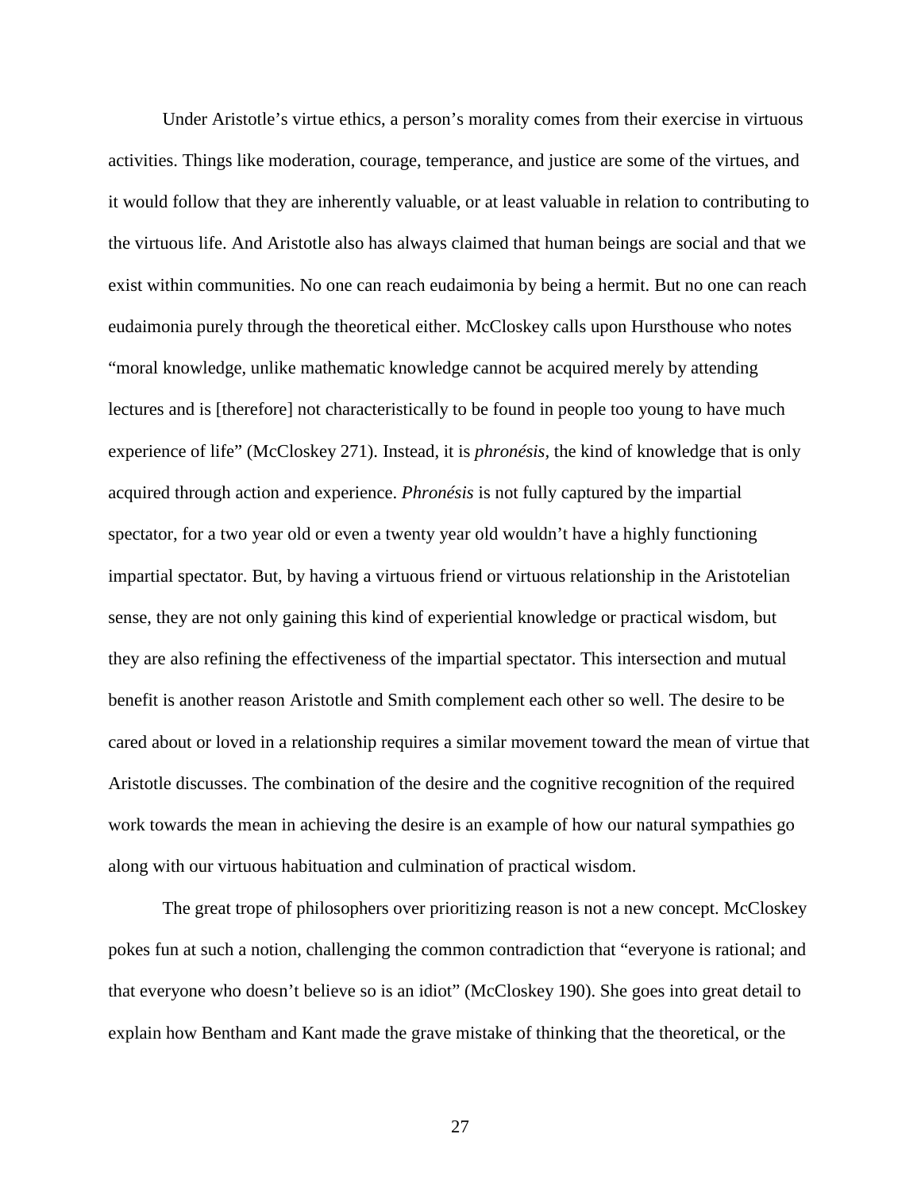Under Aristotle's virtue ethics, a person's morality comes from their exercise in virtuous activities. Things like moderation, courage, temperance, and justice are some of the virtues, and it would follow that they are inherently valuable, or at least valuable in relation to contributing to the virtuous life. And Aristotle also has always claimed that human beings are social and that we exist within communities. No one can reach eudaimonia by being a hermit. But no one can reach eudaimonia purely through the theoretical either. McCloskey calls upon Hursthouse who notes "moral knowledge, unlike mathematic knowledge cannot be acquired merely by attending lectures and is [therefore] not characteristically to be found in people too young to have much experience of life" (McCloskey 271). Instead, it is *phronésis,* the kind of knowledge that is only acquired through action and experience. *Phronésis* is not fully captured by the impartial spectator, for a two year old or even a twenty year old wouldn't have a highly functioning impartial spectator. But, by having a virtuous friend or virtuous relationship in the Aristotelian sense, they are not only gaining this kind of experiential knowledge or practical wisdom, but they are also refining the effectiveness of the impartial spectator. This intersection and mutual benefit is another reason Aristotle and Smith complement each other so well. The desire to be cared about or loved in a relationship requires a similar movement toward the mean of virtue that Aristotle discusses. The combination of the desire and the cognitive recognition of the required work towards the mean in achieving the desire is an example of how our natural sympathies go along with our virtuous habituation and culmination of practical wisdom.

The great trope of philosophers over prioritizing reason is not a new concept. McCloskey pokes fun at such a notion, challenging the common contradiction that "everyone is rational; and that everyone who doesn't believe so is an idiot" (McCloskey 190). She goes into great detail to explain how Bentham and Kant made the grave mistake of thinking that the theoretical, or the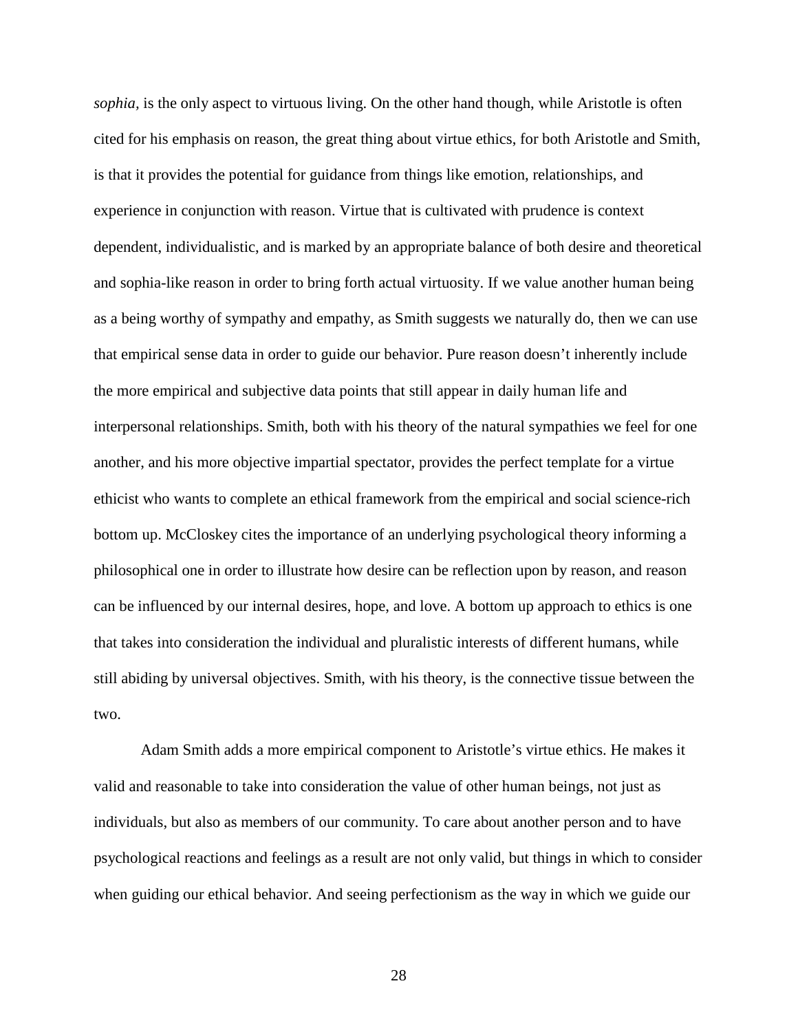*sophia,* is the only aspect to virtuous living. On the other hand though, while Aristotle is often cited for his emphasis on reason, the great thing about virtue ethics, for both Aristotle and Smith, is that it provides the potential for guidance from things like emotion, relationships, and experience in conjunction with reason. Virtue that is cultivated with prudence is context dependent, individualistic, and is marked by an appropriate balance of both desire and theoretical and sophia-like reason in order to bring forth actual virtuosity. If we value another human being as a being worthy of sympathy and empathy, as Smith suggests we naturally do, then we can use that empirical sense data in order to guide our behavior. Pure reason doesn't inherently include the more empirical and subjective data points that still appear in daily human life and interpersonal relationships. Smith, both with his theory of the natural sympathies we feel for one another, and his more objective impartial spectator, provides the perfect template for a virtue ethicist who wants to complete an ethical framework from the empirical and social science-rich bottom up. McCloskey cites the importance of an underlying psychological theory informing a philosophical one in order to illustrate how desire can be reflection upon by reason, and reason can be influenced by our internal desires, hope, and love. A bottom up approach to ethics is one that takes into consideration the individual and pluralistic interests of different humans, while still abiding by universal objectives. Smith, with his theory, is the connective tissue between the two.

Adam Smith adds a more empirical component to Aristotle's virtue ethics. He makes it valid and reasonable to take into consideration the value of other human beings, not just as individuals, but also as members of our community. To care about another person and to have psychological reactions and feelings as a result are not only valid, but things in which to consider when guiding our ethical behavior. And seeing perfectionism as the way in which we guide our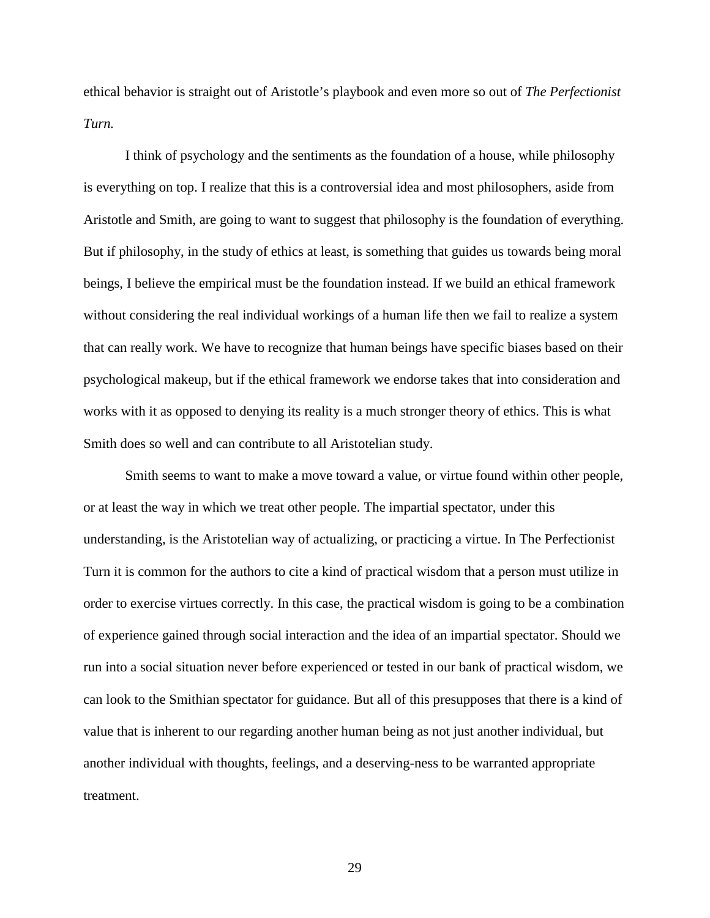ethical behavior is straight out of Aristotle's playbook and even more so out of *The Perfectionist Turn.*

I think of psychology and the sentiments as the foundation of a house, while philosophy is everything on top. I realize that this is a controversial idea and most philosophers, aside from Aristotle and Smith, are going to want to suggest that philosophy is the foundation of everything. But if philosophy, in the study of ethics at least, is something that guides us towards being moral beings, I believe the empirical must be the foundation instead. If we build an ethical framework without considering the real individual workings of a human life then we fail to realize a system that can really work. We have to recognize that human beings have specific biases based on their psychological makeup, but if the ethical framework we endorse takes that into consideration and works with it as opposed to denying its reality is a much stronger theory of ethics. This is what Smith does so well and can contribute to all Aristotelian study.

Smith seems to want to make a move toward a value, or virtue found within other people, or at least the way in which we treat other people. The impartial spectator, under this understanding, is the Aristotelian way of actualizing, or practicing a virtue. In The Perfectionist Turn it is common for the authors to cite a kind of practical wisdom that a person must utilize in order to exercise virtues correctly. In this case, the practical wisdom is going to be a combination of experience gained through social interaction and the idea of an impartial spectator. Should we run into a social situation never before experienced or tested in our bank of practical wisdom, we can look to the Smithian spectator for guidance. But all of this presupposes that there is a kind of value that is inherent to our regarding another human being as not just another individual, but another individual with thoughts, feelings, and a deserving-ness to be warranted appropriate treatment.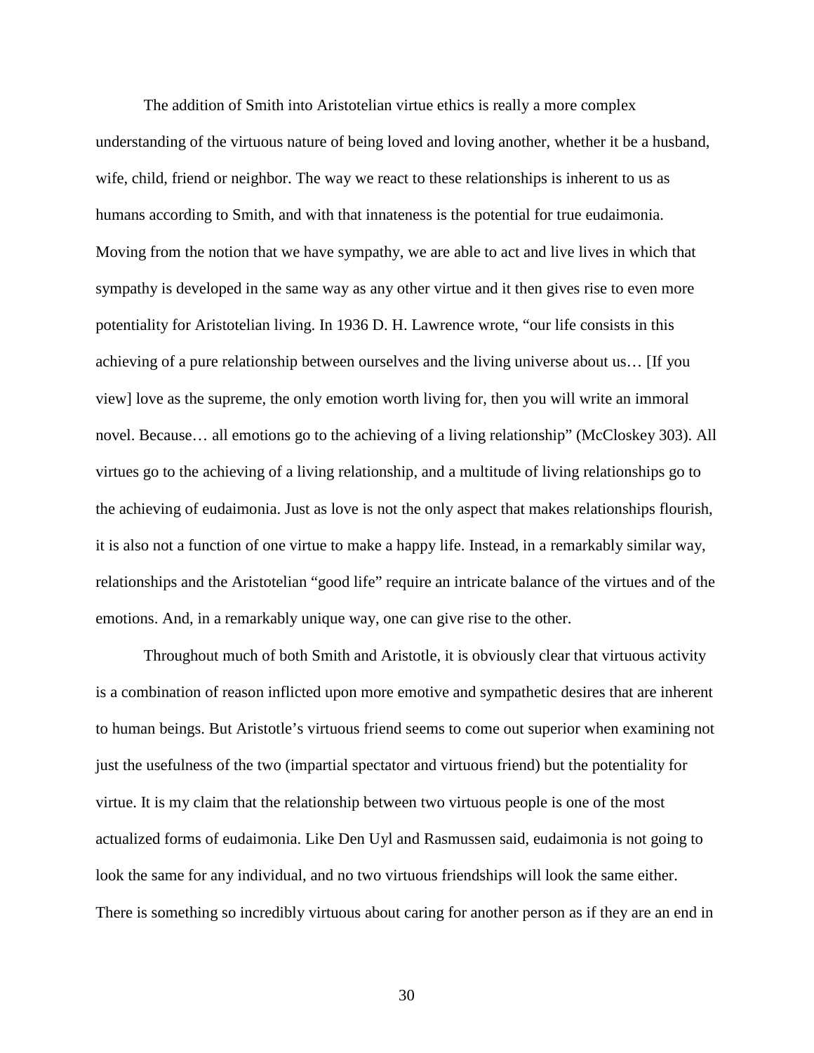The addition of Smith into Aristotelian virtue ethics is really a more complex understanding of the virtuous nature of being loved and loving another, whether it be a husband, wife, child, friend or neighbor. The way we react to these relationships is inherent to us as humans according to Smith, and with that innateness is the potential for true eudaimonia. Moving from the notion that we have sympathy, we are able to act and live lives in which that sympathy is developed in the same way as any other virtue and it then gives rise to even more potentiality for Aristotelian living. In 1936 D. H. Lawrence wrote, "our life consists in this achieving of a pure relationship between ourselves and the living universe about us… [If you view] love as the supreme, the only emotion worth living for, then you will write an immoral novel. Because… all emotions go to the achieving of a living relationship" (McCloskey 303). All virtues go to the achieving of a living relationship, and a multitude of living relationships go to the achieving of eudaimonia. Just as love is not the only aspect that makes relationships flourish, it is also not a function of one virtue to make a happy life. Instead, in a remarkably similar way, relationships and the Aristotelian "good life" require an intricate balance of the virtues and of the emotions. And, in a remarkably unique way, one can give rise to the other.

Throughout much of both Smith and Aristotle, it is obviously clear that virtuous activity is a combination of reason inflicted upon more emotive and sympathetic desires that are inherent to human beings. But Aristotle's virtuous friend seems to come out superior when examining not just the usefulness of the two (impartial spectator and virtuous friend) but the potentiality for virtue. It is my claim that the relationship between two virtuous people is one of the most actualized forms of eudaimonia. Like Den Uyl and Rasmussen said, eudaimonia is not going to look the same for any individual, and no two virtuous friendships will look the same either. There is something so incredibly virtuous about caring for another person as if they are an end in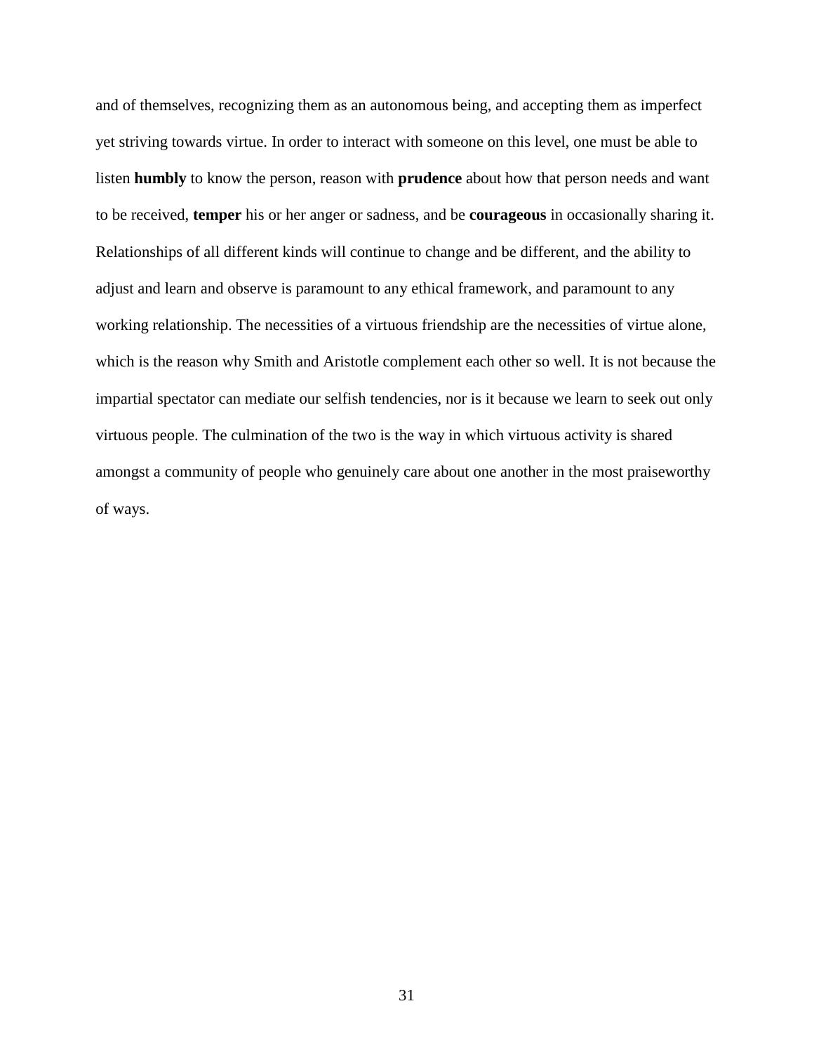and of themselves, recognizing them as an autonomous being, and accepting them as imperfect yet striving towards virtue. In order to interact with someone on this level, one must be able to listen **humbly** to know the person, reason with **prudence** about how that person needs and want to be received, **temper** his or her anger or sadness, and be **courageous** in occasionally sharing it. Relationships of all different kinds will continue to change and be different, and the ability to adjust and learn and observe is paramount to any ethical framework, and paramount to any working relationship. The necessities of a virtuous friendship are the necessities of virtue alone, which is the reason why Smith and Aristotle complement each other so well. It is not because the impartial spectator can mediate our selfish tendencies, nor is it because we learn to seek out only virtuous people. The culmination of the two is the way in which virtuous activity is shared amongst a community of people who genuinely care about one another in the most praiseworthy of ways.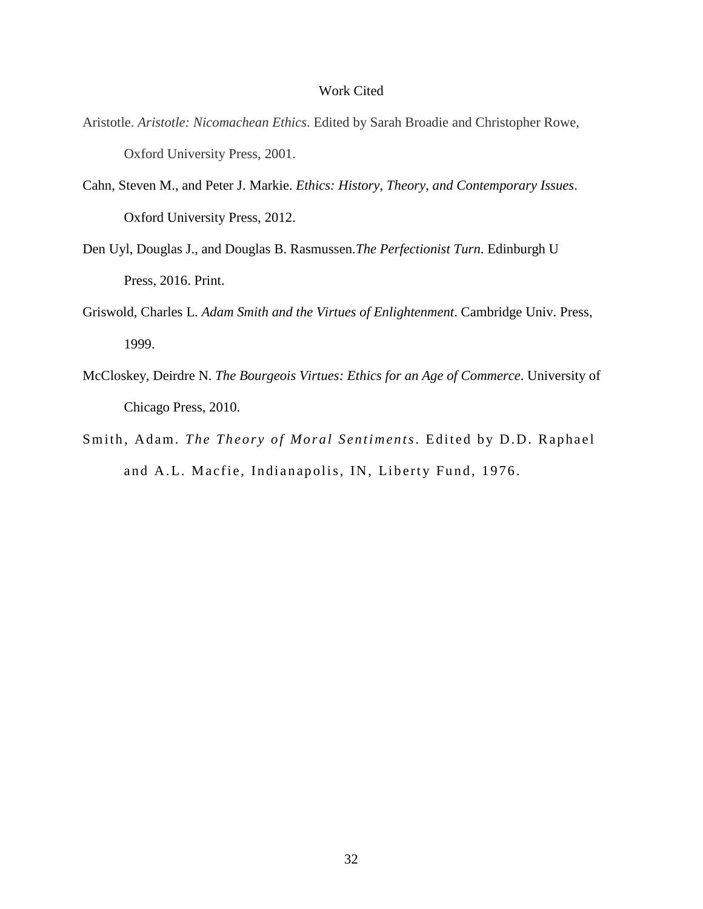# Work Cited

Aristotle. *Aristotle: Nicomachean Ethics*. Edited by Sarah Broadie and Christopher Rowe, Oxford University Press, 2001.

Cahn, Steven M., and Peter J. Markie. *Ethics: History, Theory, and Contemporary Issues*. Oxford University Press, 2012.

Den Uyl, Douglas J., and Douglas B. Rasmussen.*The Perfectionist Turn*. Edinburgh U Press, 2016. Print.

Griswold, Charles L. *Adam Smith and the Virtues of Enlightenment*. Cambridge Univ. Press, 1999.

McCloskey, Deirdre N. *The Bourgeois Virtues: Ethics for an Age of Commerce*. University of Chicago Press, 2010.

Smith, Adam. *The Theory of Moral Sentiments*. Edited by D.D. Raphael and A.L. Macfie, Indianapolis, IN, Liberty Fund, 1976.